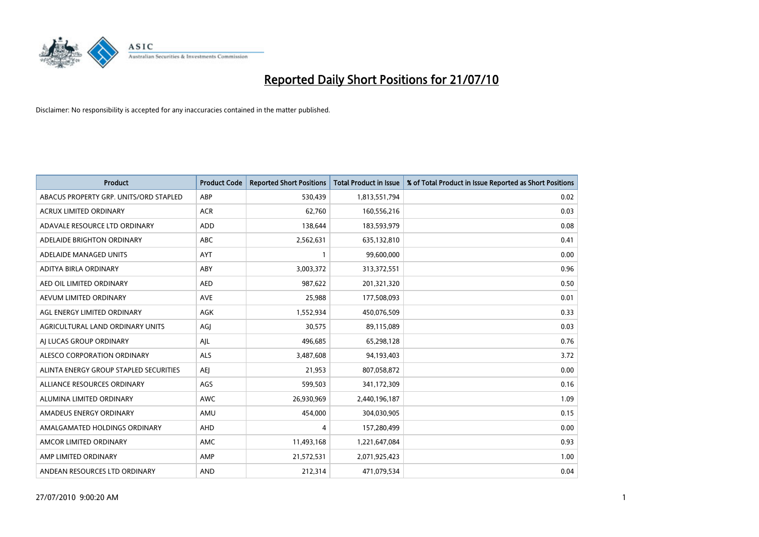# Reported Daily Short Positions for 21/07/10

Disclaimer: No responsibility is accepted for any inaccuracies contained in the matter published.

| Product | Product Code | Reported Short Positions | Total Product in Issue | % of Total Product in Issue Reported as Short Positions |
| --- | --- | --- | --- | --- |
| ABACUS PROPERTY GRP. UNITS/ORD STAPLED | ABP | 530,439 | 1,813,551,794 | 0.02 |
| ACRUX LIMITED ORDINARY | ACR | 62,760 | 160,556,216 | 0.03 |
| ADAVALE RESOURCE LTD ORDINARY | ADD | 138,644 | 183,593,979 | 0.08 |
| ADELAIDE BRIGHTON ORDINARY | ABC | 2,562,631 | 635,132,810 | 0.41 |
| ADELAIDE MANAGED UNITS | AYT | 1 | 99,600,000 | 0.00 |
| ADITYA BIRLA ORDINARY | ABY | 3,003,372 | 313,372,551 | 0.96 |
| AED OIL LIMITED ORDINARY | AED | 987,622 | 201,321,320 | 0.50 |
| AEVUM LIMITED ORDINARY | AVE | 25,988 | 177,508,093 | 0.01 |
| AGL ENERGY LIMITED ORDINARY | AGK | 1,552,934 | 450,076,509 | 0.33 |
| AGRICULTURAL LAND ORDINARY UNITS | AGJ | 30,575 | 89,115,089 | 0.03 |
| AJ LUCAS GROUP ORDINARY | AJL | 496,685 | 65,298,128 | 0.76 |
| ALESCO CORPORATION ORDINARY | ALS | 3,487,608 | 94,193,403 | 3.72 |
| ALINTA ENERGY GROUP STAPLED SECURITIES | AEJ | 21,953 | 807,058,872 | 0.00 |
| ALLIANCE RESOURCES ORDINARY | AGS | 599,503 | 341,172,309 | 0.16 |
| ALUMINA LIMITED ORDINARY | AWC | 26,930,969 | 2,440,196,187 | 1.09 |
| AMADEUS ENERGY ORDINARY | AMU | 454,000 | 304,030,905 | 0.15 |
| AMALGAMATED HOLDINGS ORDINARY | AHD | 4 | 157,280,499 | 0.00 |
| AMCOR LIMITED ORDINARY | AMC | 11,493,168 | 1,221,647,084 | 0.93 |
| AMP LIMITED ORDINARY | AMP | 21,572,531 | 2,071,925,423 | 1.00 |
| ANDEAN RESOURCES LTD ORDINARY | AND | 212,314 | 471,079,534 | 0.04 |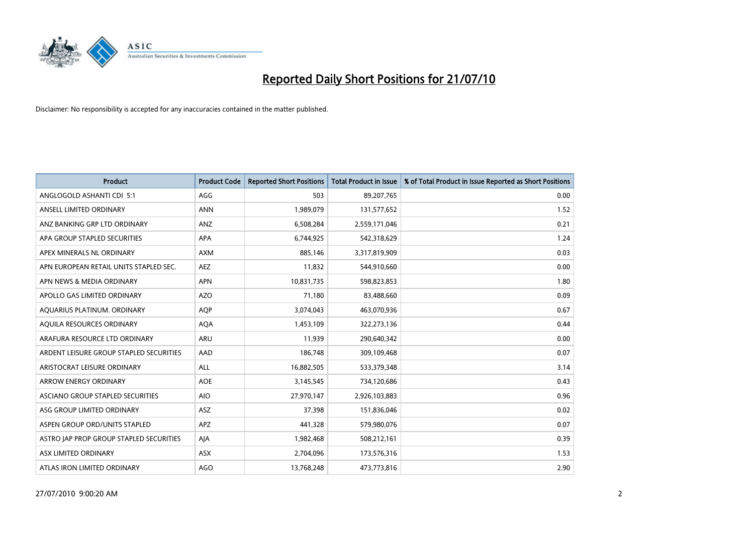# Reported Daily Short Positions for 21/07/10

Disclaimer: No responsibility is accepted for any inaccuracies contained in the matter published.

| Product | Product Code | Reported Short Positions | Total Product in Issue | % of Total Product in Issue Reported as Short Positions |
|---|---|---|---|---|
| ANGLOGOLD ASHANTI CDI 5:1 | AGG | 503 | 89,207,765 | 0.00 |
| ANSELL LIMITED ORDINARY | ANN | 1,989,079 | 131,577,652 | 1.52 |
| ANZ BANKING GRP LTD ORDINARY | ANZ | 6,508,284 | 2,559,171,046 | 0.21 |
| APA GROUP STAPLED SECURITIES | APA | 6,744,925 | 542,318,629 | 1.24 |
| APEX MINERALS NL ORDINARY | AXM | 885,146 | 3,317,819,909 | 0.03 |
| APN EUROPEAN RETAIL UNITS STAPLED SEC. | AEZ | 11,832 | 544,910,660 | 0.00 |
| APN NEWS & MEDIA ORDINARY | APN | 10,831,735 | 598,823,853 | 1.80 |
| APOLLO GAS LIMITED ORDINARY | AZO | 71,180 | 83,488,660 | 0.09 |
| AQUARIUS PLATINUM. ORDINARY | AQP | 3,074,043 | 463,070,936 | 0.67 |
| AQUILA RESOURCES ORDINARY | AQA | 1,453,109 | 322,273,136 | 0.44 |
| ARAFURA RESOURCE LTD ORDINARY | ARU | 11,939 | 290,640,342 | 0.00 |
| ARDENT LEISURE GROUP STAPLED SECURITIES | AAD | 186,748 | 309,109,468 | 0.07 |
| ARISTOCRAT LEISURE ORDINARY | ALL | 16,882,505 | 533,379,348 | 3.14 |
| ARROW ENERGY ORDINARY | AOE | 3,145,545 | 734,120,686 | 0.43 |
| ASCIANO GROUP STAPLED SECURITIES | AIO | 27,970,147 | 2,926,103,883 | 0.96 |
| ASG GROUP LIMITED ORDINARY | ASZ | 37,398 | 151,836,046 | 0.02 |
| ASPEN GROUP ORD/UNITS STAPLED | APZ | 441,328 | 579,980,076 | 0.07 |
| ASTRO JAP PROP GROUP STAPLED SECURITIES | AJA | 1,982,468 | 508,212,161 | 0.39 |
| ASX LIMITED ORDINARY | ASX | 2,704,096 | 173,576,316 | 1.53 |
| ATLAS IRON LIMITED ORDINARY | AGO | 13,768,248 | 473,773,816 | 2.90 |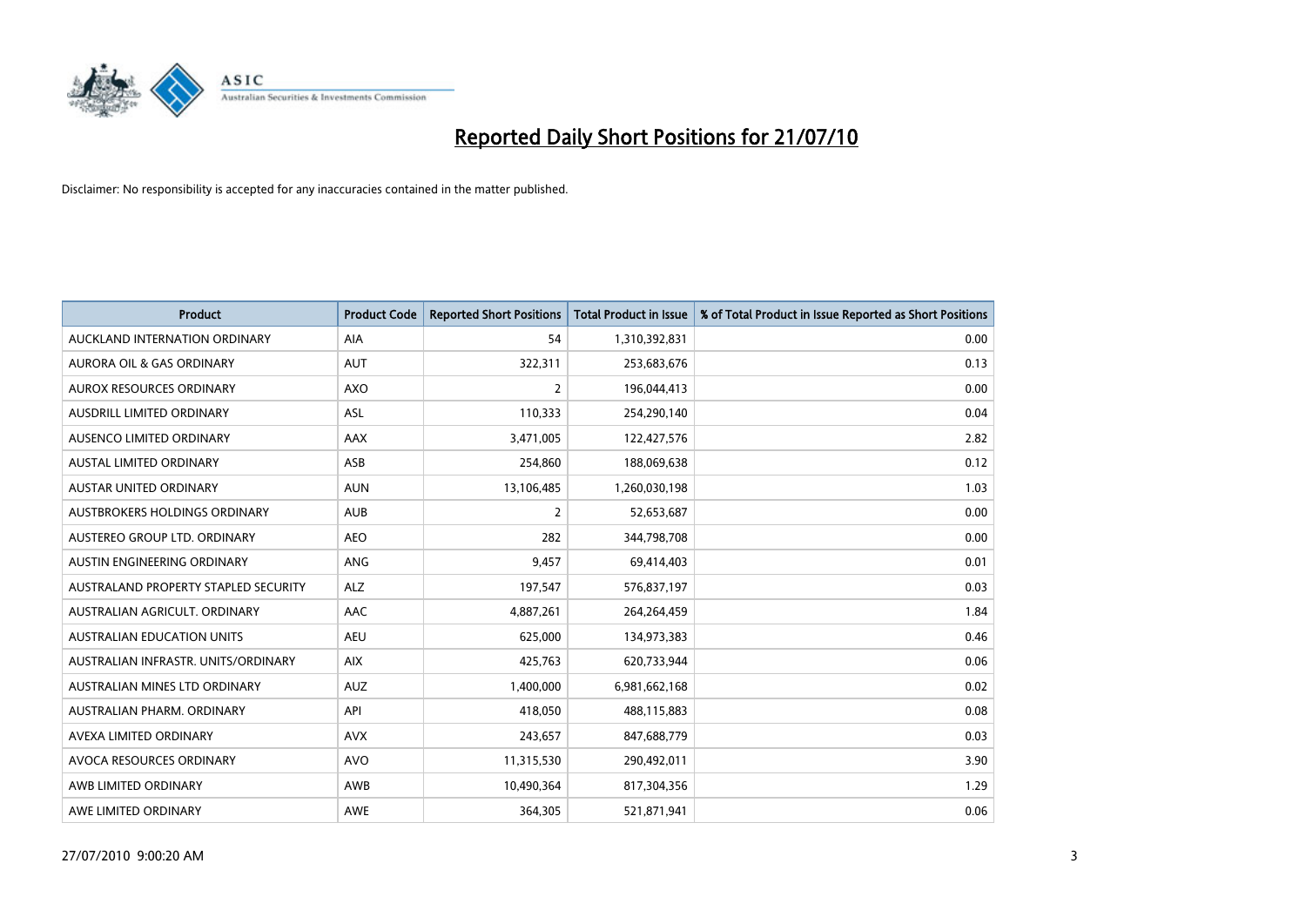# Reported Daily Short Positions for 21/07/10

Disclaimer: No responsibility is accepted for any inaccuracies contained in the matter published.

| Product | Product Code | Reported Short Positions | Total Product in Issue | % of Total Product in Issue Reported as Short Positions |
|---|---|---|---|---|
| AUCKLAND INTERNATION ORDINARY | AIA | 54 | 1,310,392,831 | 0.00 |
| AURORA OIL & GAS ORDINARY | AUT | 322,311 | 253,683,676 | 0.13 |
| AUROX RESOURCES ORDINARY | AXO | 2 | 196,044,413 | 0.00 |
| AUSDRILL LIMITED ORDINARY | ASL | 110,333 | 254,290,140 | 0.04 |
| AUSENCO LIMITED ORDINARY | AAX | 3,471,005 | 122,427,576 | 2.82 |
| AUSTAL LIMITED ORDINARY | ASB | 254,860 | 188,069,638 | 0.12 |
| AUSTAR UNITED ORDINARY | AUN | 13,106,485 | 1,260,030,198 | 1.03 |
| AUSTBROKERS HOLDINGS ORDINARY | AUB | 2 | 52,653,687 | 0.00 |
| AUSTEREO GROUP LTD. ORDINARY | AEO | 282 | 344,798,708 | 0.00 |
| AUSTIN ENGINEERING ORDINARY | ANG | 9,457 | 69,414,403 | 0.01 |
| AUSTRALAND PROPERTY STAPLED SECURITY | ALZ | 197,547 | 576,837,197 | 0.03 |
| AUSTRALIAN AGRICULT. ORDINARY | AAC | 4,887,261 | 264,264,459 | 1.84 |
| AUSTRALIAN EDUCATION UNITS | AEU | 625,000 | 134,973,383 | 0.46 |
| AUSTRALIAN INFRASTR. UNITS/ORDINARY | AIX | 425,763 | 620,733,944 | 0.06 |
| AUSTRALIAN MINES LTD ORDINARY | AUZ | 1,400,000 | 6,981,662,168 | 0.02 |
| AUSTRALIAN PHARM. ORDINARY | API | 418,050 | 488,115,883 | 0.08 |
| AVEXA LIMITED ORDINARY | AVX | 243,657 | 847,688,779 | 0.03 |
| AVOCA RESOURCES ORDINARY | AVO | 11,315,530 | 290,492,011 | 3.90 |
| AWB LIMITED ORDINARY | AWB | 10,490,364 | 817,304,356 | 1.29 |
| AWE LIMITED ORDINARY | AWE | 364,305 | 521,871,941 | 0.06 |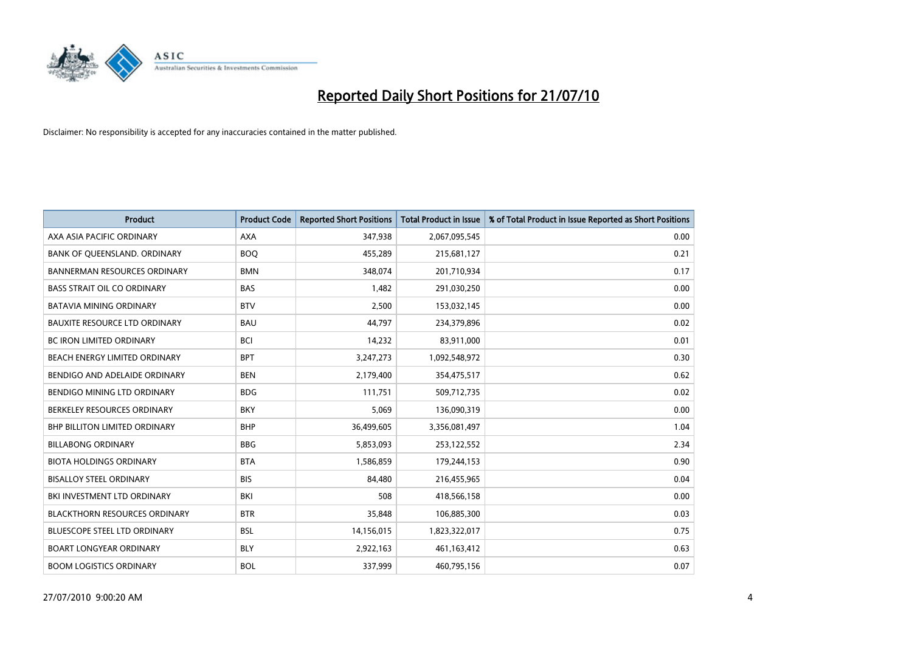# Reported Daily Short Positions for 21/07/10

Disclaimer: No responsibility is accepted for any inaccuracies contained in the matter published.

| Product | Product Code | Reported Short Positions | Total Product in Issue | % of Total Product in Issue Reported as Short Positions |
|---|---|---|---|---|
| AXA ASIA PACIFIC ORDINARY | AXA | 347,938 | 2,067,095,545 | 0.00 |
| BANK OF QUEENSLAND. ORDINARY | BOQ | 455,289 | 215,681,127 | 0.21 |
| BANNERMAN RESOURCES ORDINARY | BMN | 348,074 | 201,710,934 | 0.17 |
| BASS STRAIT OIL CO ORDINARY | BAS | 1,482 | 291,030,250 | 0.00 |
| BATAVIA MINING ORDINARY | BTV | 2,500 | 153,032,145 | 0.00 |
| BAUXITE RESOURCE LTD ORDINARY | BAU | 44,797 | 234,379,896 | 0.02 |
| BC IRON LIMITED ORDINARY | BCI | 14,232 | 83,911,000 | 0.01 |
| BEACH ENERGY LIMITED ORDINARY | BPT | 3,247,273 | 1,092,548,972 | 0.30 |
| BENDIGO AND ADELAIDE ORDINARY | BEN | 2,179,400 | 354,475,517 | 0.62 |
| BENDIGO MINING LTD ORDINARY | BDG | 111,751 | 509,712,735 | 0.02 |
| BERKELEY RESOURCES ORDINARY | BKY | 5,069 | 136,090,319 | 0.00 |
| BHP BILLITON LIMITED ORDINARY | BHP | 36,499,605 | 3,356,081,497 | 1.04 |
| BILLABONG ORDINARY | BBG | 5,853,093 | 253,122,552 | 2.34 |
| BIOTA HOLDINGS ORDINARY | BTA | 1,586,859 | 179,244,153 | 0.90 |
| BISALLOY STEEL ORDINARY | BIS | 84,480 | 216,455,965 | 0.04 |
| BKI INVESTMENT LTD ORDINARY | BKI | 508 | 418,566,158 | 0.00 |
| BLACKTHORN RESOURCES ORDINARY | BTR | 35,848 | 106,885,300 | 0.03 |
| BLUESCOPE STEEL LTD ORDINARY | BSL | 14,156,015 | 1,823,322,017 | 0.75 |
| BOART LONGYEAR ORDINARY | BLY | 2,922,163 | 461,163,412 | 0.63 |
| BOOM LOGISTICS ORDINARY | BOL | 337,999 | 460,795,156 | 0.07 |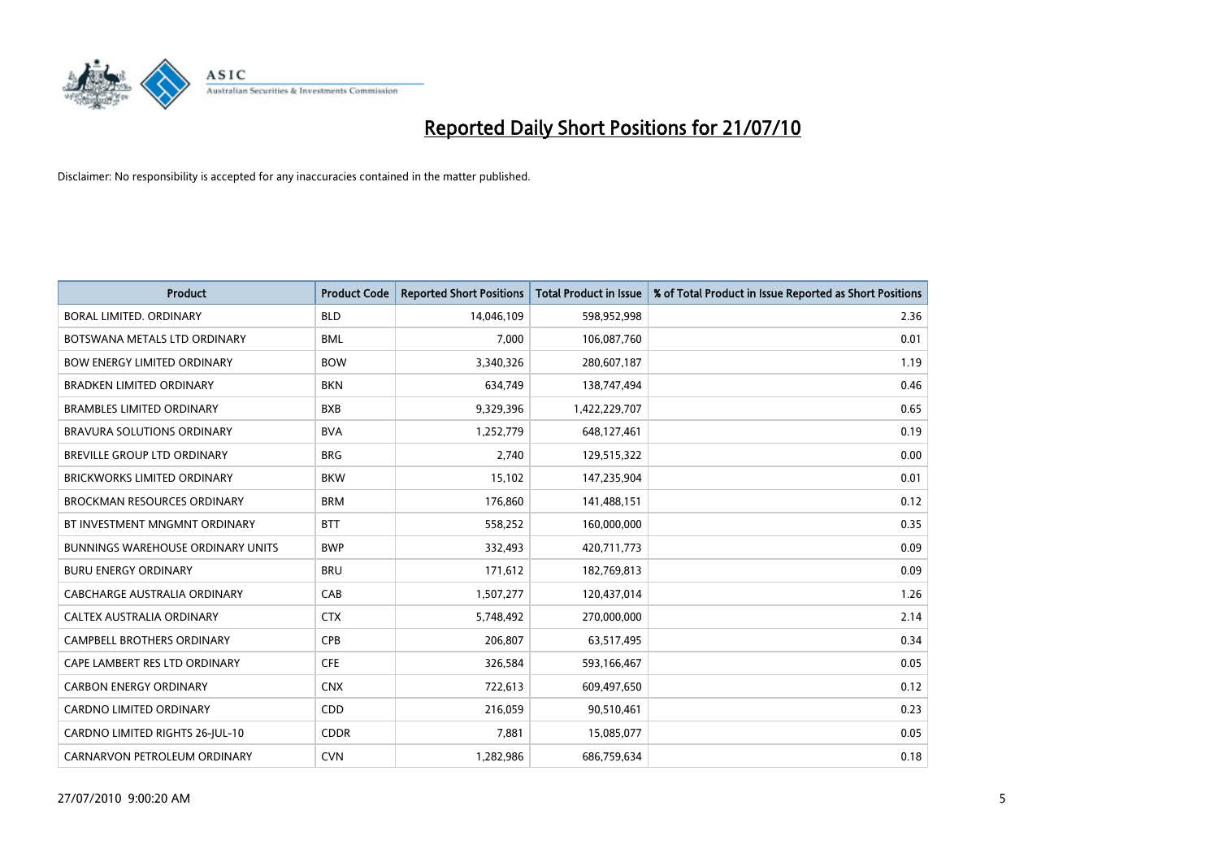# Reported Daily Short Positions for 21/07/10

Disclaimer: No responsibility is accepted for any inaccuracies contained in the matter published.

| Product | Product Code | Reported Short Positions | Total Product in Issue | % of Total Product in Issue Reported as Short Positions |
|---|---|---|---|---|
| BORAL LIMITED. ORDINARY | BLD | 14,046,109 | 598,952,998 | 2.36 |
| BOTSWANA METALS LTD ORDINARY | BML | 7,000 | 106,087,760 | 0.01 |
| BOW ENERGY LIMITED ORDINARY | BOW | 3,340,326 | 280,607,187 | 1.19 |
| BRADKEN LIMITED ORDINARY | BKN | 634,749 | 138,747,494 | 0.46 |
| BRAMBLES LIMITED ORDINARY | BXB | 9,329,396 | 1,422,229,707 | 0.65 |
| BRAVURA SOLUTIONS ORDINARY | BVA | 1,252,779 | 648,127,461 | 0.19 |
| BREVILLE GROUP LTD ORDINARY | BRG | 2,740 | 129,515,322 | 0.00 |
| BRICKWORKS LIMITED ORDINARY | BKW | 15,102 | 147,235,904 | 0.01 |
| BROCKMAN RESOURCES ORDINARY | BRM | 176,860 | 141,488,151 | 0.12 |
| BT INVESTMENT MNGMNT ORDINARY | BTT | 558,252 | 160,000,000 | 0.35 |
| BUNNINGS WAREHOUSE ORDINARY UNITS | BWP | 332,493 | 420,711,773 | 0.09 |
| BURU ENERGY ORDINARY | BRU | 171,612 | 182,769,813 | 0.09 |
| CABCHARGE AUSTRALIA ORDINARY | CAB | 1,507,277 | 120,437,014 | 1.26 |
| CALTEX AUSTRALIA ORDINARY | CTX | 5,748,492 | 270,000,000 | 2.14 |
| CAMPBELL BROTHERS ORDINARY | CPB | 206,807 | 63,517,495 | 0.34 |
| CAPE LAMBERT RES LTD ORDINARY | CFE | 326,584 | 593,166,467 | 0.05 |
| CARBON ENERGY ORDINARY | CNX | 722,613 | 609,497,650 | 0.12 |
| CARDNO LIMITED ORDINARY | CDD | 216,059 | 90,510,461 | 0.23 |
| CARDNO LIMITED RIGHTS 26-JUL-10 | CDDR | 7,881 | 15,085,077 | 0.05 |
| CARNARVON PETROLEUM ORDINARY | CVN | 1,282,986 | 686,759,634 | 0.18 |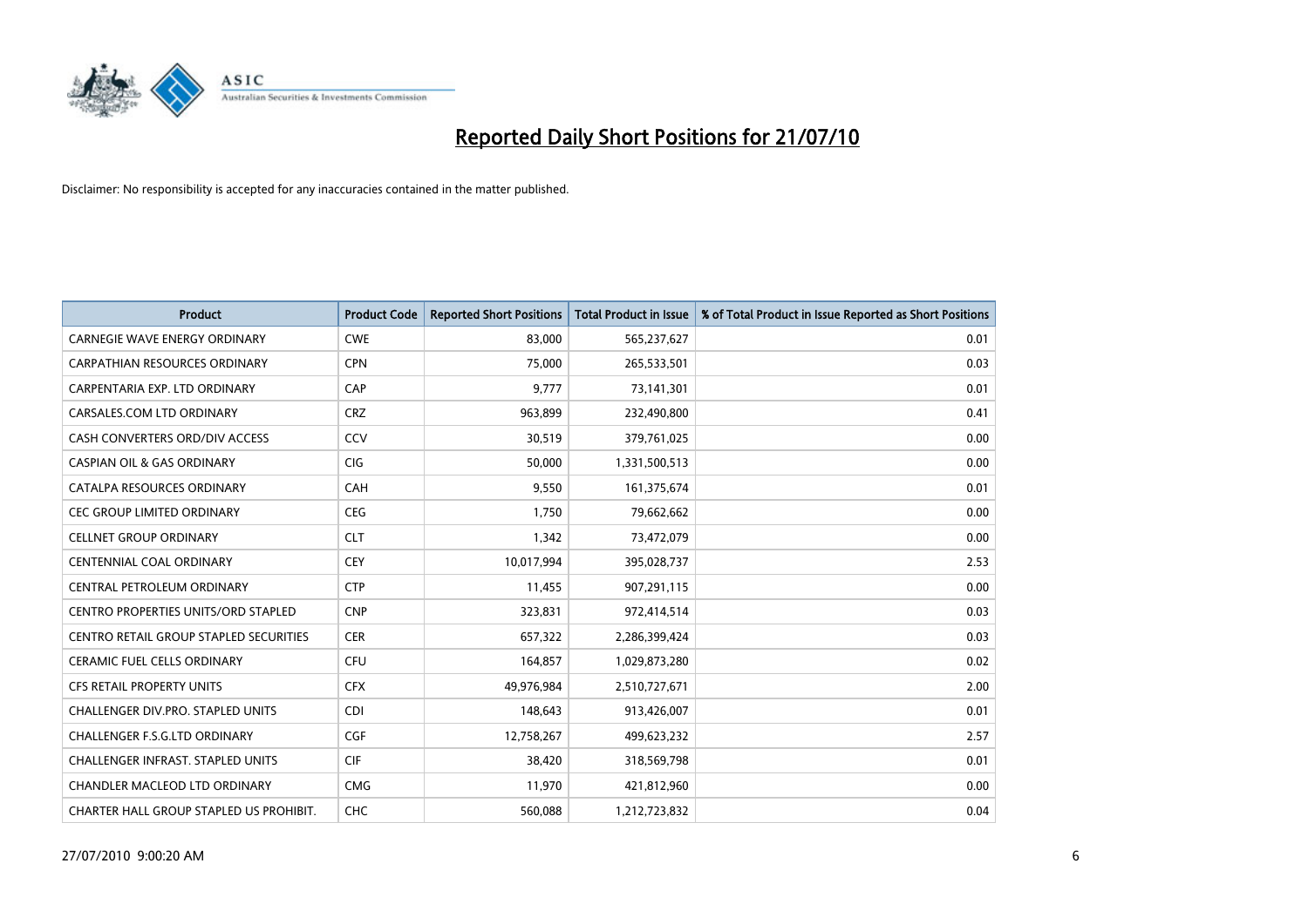# Reported Daily Short Positions for 21/07/10

Disclaimer: No responsibility is accepted for any inaccuracies contained in the matter published.

| Product | Product Code | Reported Short Positions | Total Product in Issue | % of Total Product in Issue Reported as Short Positions |
|---|---|---|---|---|
| CARNEGIE WAVE ENERGY ORDINARY | CWE | 83,000 | 565,237,627 | 0.01 |
| CARPATHIAN RESOURCES ORDINARY | CPN | 75,000 | 265,533,501 | 0.03 |
| CARPENTARIA EXP. LTD ORDINARY | CAP | 9,777 | 73,141,301 | 0.01 |
| CARSALES.COM LTD ORDINARY | CRZ | 963,899 | 232,490,800 | 0.41 |
| CASH CONVERTERS ORD/DIV ACCESS | CCV | 30,519 | 379,761,025 | 0.00 |
| CASPIAN OIL & GAS ORDINARY | CIG | 50,000 | 1,331,500,513 | 0.00 |
| CATALPA RESOURCES ORDINARY | CAH | 9,550 | 161,375,674 | 0.01 |
| CEC GROUP LIMITED ORDINARY | CEG | 1,750 | 79,662,662 | 0.00 |
| CELLNET GROUP ORDINARY | CLT | 1,342 | 73,472,079 | 0.00 |
| CENTENNIAL COAL ORDINARY | CEY | 10,017,994 | 395,028,737 | 2.53 |
| CENTRAL PETROLEUM ORDINARY | CTP | 11,455 | 907,291,115 | 0.00 |
| CENTRO PROPERTIES UNITS/ORD STAPLED | CNP | 323,831 | 972,414,514 | 0.03 |
| CENTRO RETAIL GROUP STAPLED SECURITIES | CER | 657,322 | 2,286,399,424 | 0.03 |
| CERAMIC FUEL CELLS ORDINARY | CFU | 164,857 | 1,029,873,280 | 0.02 |
| CFS RETAIL PROPERTY UNITS | CFX | 49,976,984 | 2,510,727,671 | 2.00 |
| CHALLENGER DIV.PRO. STAPLED UNITS | CDI | 148,643 | 913,426,007 | 0.01 |
| CHALLENGER F.S.G.LTD ORDINARY | CGF | 12,758,267 | 499,623,232 | 2.57 |
| CHALLENGER INFRAST. STAPLED UNITS | CIF | 38,420 | 318,569,798 | 0.01 |
| CHANDLER MACLEOD LTD ORDINARY | CMG | 11,970 | 421,812,960 | 0.00 |
| CHARTER HALL GROUP STAPLED US PROHIBIT. | CHC | 560,088 | 1,212,723,832 | 0.04 |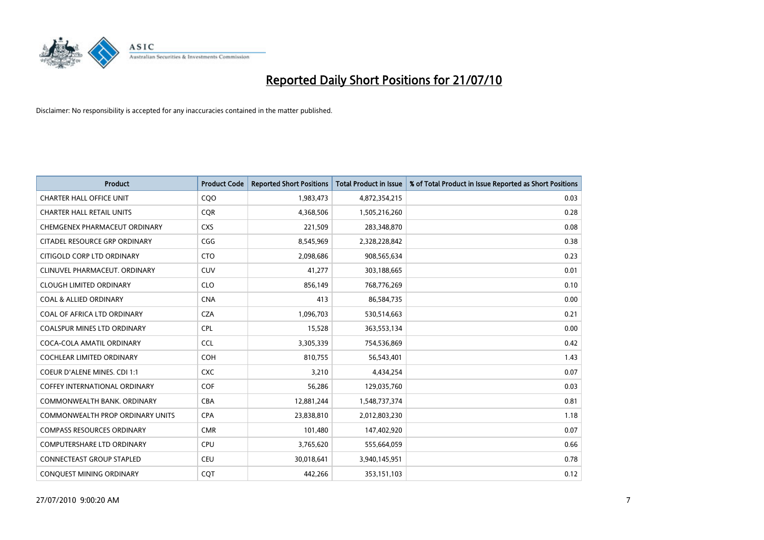# Reported Daily Short Positions for 21/07/10

Disclaimer: No responsibility is accepted for any inaccuracies contained in the matter published.

| Product | Product Code | Reported Short Positions | Total Product in Issue | % of Total Product in Issue Reported as Short Positions |
|---|---|---|---|---|
| CHARTER HALL OFFICE UNIT | CQO | 1,983,473 | 4,872,354,215 | 0.03 |
| CHARTER HALL RETAIL UNITS | CQR | 4,368,506 | 1,505,216,260 | 0.28 |
| CHEMGENEX PHARMACEUT ORDINARY | CXS | 221,509 | 283,348,870 | 0.08 |
| CITADEL RESOURCE GRP ORDINARY | CGG | 8,545,969 | 2,328,228,842 | 0.38 |
| CITIGOLD CORP LTD ORDINARY | CTO | 2,098,686 | 908,565,634 | 0.23 |
| CLINUVEL PHARMACEUT. ORDINARY | CUV | 41,277 | 303,188,665 | 0.01 |
| CLOUGH LIMITED ORDINARY | CLO | 856,149 | 768,776,269 | 0.10 |
| COAL & ALLIED ORDINARY | CNA | 413 | 86,584,735 | 0.00 |
| COAL OF AFRICA LTD ORDINARY | CZA | 1,096,703 | 530,514,663 | 0.21 |
| COALSPUR MINES LTD ORDINARY | CPL | 15,528 | 363,553,134 | 0.00 |
| COCA-COLA AMATIL ORDINARY | CCL | 3,305,339 | 754,536,869 | 0.42 |
| COCHLEAR LIMITED ORDINARY | COH | 810,755 | 56,543,401 | 1.43 |
| COEUR D'ALENE MINES. CDI 1:1 | CXC | 3,210 | 4,434,254 | 0.07 |
| COFFEY INTERNATIONAL ORDINARY | COF | 56,286 | 129,035,760 | 0.03 |
| COMMONWEALTH BANK. ORDINARY | CBA | 12,881,244 | 1,548,737,374 | 0.81 |
| COMMONWEALTH PROP ORDINARY UNITS | CPA | 23,838,810 | 2,012,803,230 | 1.18 |
| COMPASS RESOURCES ORDINARY | CMR | 101,480 | 147,402,920 | 0.07 |
| COMPUTERSHARE LTD ORDINARY | CPU | 3,765,620 | 555,664,059 | 0.66 |
| CONNECTEAST GROUP STAPLED | CEU | 30,018,641 | 3,940,145,951 | 0.78 |
| CONQUEST MINING ORDINARY | CQT | 442,266 | 353,151,103 | 0.12 |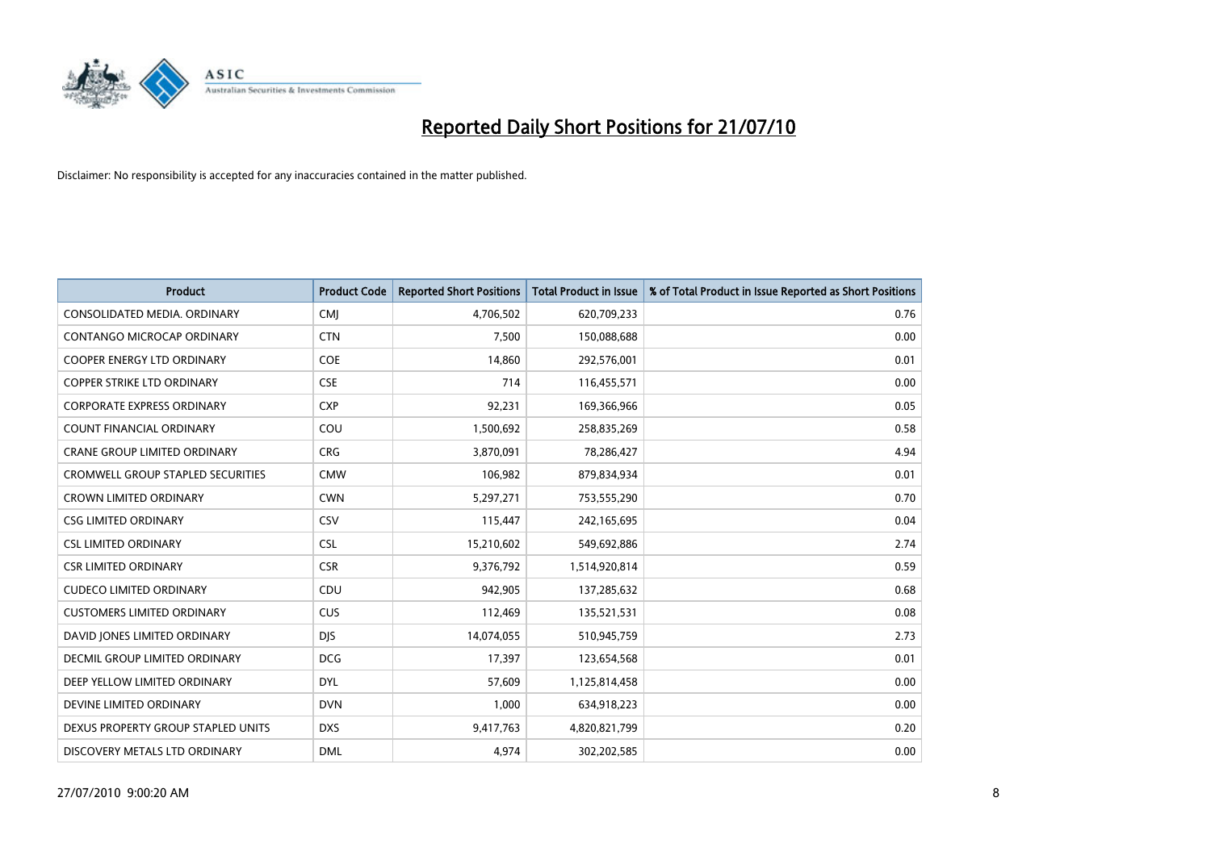# Reported Daily Short Positions for 21/07/10

Disclaimer: No responsibility is accepted for any inaccuracies contained in the matter published.

| Product | Product Code | Reported Short Positions | Total Product in Issue | % of Total Product in Issue Reported as Short Positions |
|---|---|---|---|---|
| CONSOLIDATED MEDIA. ORDINARY | CMJ | 4,706,502 | 620,709,233 | 0.76 |
| CONTANGO MICROCAP ORDINARY | CTN | 7,500 | 150,088,688 | 0.00 |
| COOPER ENERGY LTD ORDINARY | COE | 14,860 | 292,576,001 | 0.01 |
| COPPER STRIKE LTD ORDINARY | CSE | 714 | 116,455,571 | 0.00 |
| CORPORATE EXPRESS ORDINARY | CXP | 92,231 | 169,366,966 | 0.05 |
| COUNT FINANCIAL ORDINARY | COU | 1,500,692 | 258,835,269 | 0.58 |
| CRANE GROUP LIMITED ORDINARY | CRG | 3,870,091 | 78,286,427 | 4.94 |
| CROMWELL GROUP STAPLED SECURITIES | CMW | 106,982 | 879,834,934 | 0.01 |
| CROWN LIMITED ORDINARY | CWN | 5,297,271 | 753,555,290 | 0.70 |
| CSG LIMITED ORDINARY | CSV | 115,447 | 242,165,695 | 0.04 |
| CSL LIMITED ORDINARY | CSL | 15,210,602 | 549,692,886 | 2.74 |
| CSR LIMITED ORDINARY | CSR | 9,376,792 | 1,514,920,814 | 0.59 |
| CUDECO LIMITED ORDINARY | CDU | 942,905 | 137,285,632 | 0.68 |
| CUSTOMERS LIMITED ORDINARY | CUS | 112,469 | 135,521,531 | 0.08 |
| DAVID JONES LIMITED ORDINARY | DJS | 14,074,055 | 510,945,759 | 2.73 |
| DECMIL GROUP LIMITED ORDINARY | DCG | 17,397 | 123,654,568 | 0.01 |
| DEEP YELLOW LIMITED ORDINARY | DYL | 57,609 | 1,125,814,458 | 0.00 |
| DEVINE LIMITED ORDINARY | DVN | 1,000 | 634,918,223 | 0.00 |
| DEXUS PROPERTY GROUP STAPLED UNITS | DXS | 9,417,763 | 4,820,821,799 | 0.20 |
| DISCOVERY METALS LTD ORDINARY | DML | 4,974 | 302,202,585 | 0.00 |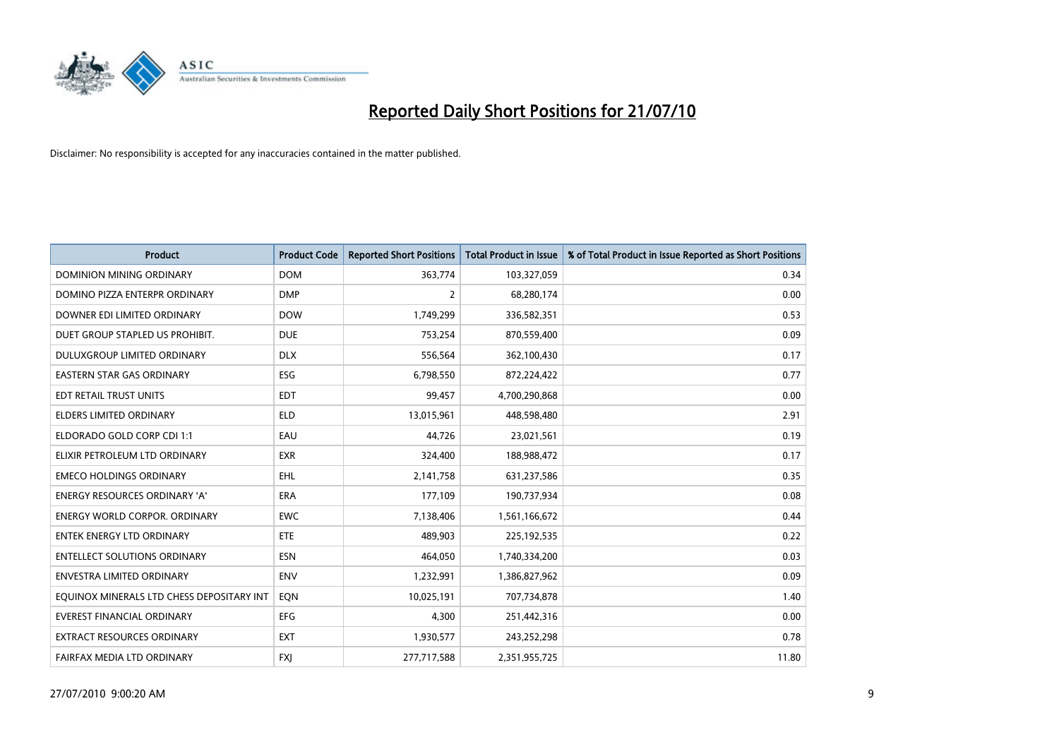# Reported Daily Short Positions for 21/07/10

Disclaimer: No responsibility is accepted for any inaccuracies contained in the matter published.

| Product | Product Code | Reported Short Positions | Total Product in Issue | % of Total Product in Issue Reported as Short Positions |
|---|---|---|---|---|
| DOMINION MINING ORDINARY | DOM | 363,774 | 103,327,059 | 0.34 |
| DOMINO PIZZA ENTERPR ORDINARY | DMP | 2 | 68,280,174 | 0.00 |
| DOWNER EDI LIMITED ORDINARY | DOW | 1,749,299 | 336,582,351 | 0.53 |
| DUET GROUP STAPLED US PROHIBIT. | DUE | 753,254 | 870,559,400 | 0.09 |
| DULUXGROUP LIMITED ORDINARY | DLX | 556,564 | 362,100,430 | 0.17 |
| EASTERN STAR GAS ORDINARY | ESG | 6,798,550 | 872,224,422 | 0.77 |
| EDT RETAIL TRUST UNITS | EDT | 99,457 | 4,700,290,868 | 0.00 |
| ELDERS LIMITED ORDINARY | ELD | 13,015,961 | 448,598,480 | 2.91 |
| ELDORADO GOLD CORP CDI 1:1 | EAU | 44,726 | 23,021,561 | 0.19 |
| ELIXIR PETROLEUM LTD ORDINARY | EXR | 324,400 | 188,988,472 | 0.17 |
| EMECO HOLDINGS ORDINARY | EHL | 2,141,758 | 631,237,586 | 0.35 |
| ENERGY RESOURCES ORDINARY 'A' | ERA | 177,109 | 190,737,934 | 0.08 |
| ENERGY WORLD CORPOR. ORDINARY | EWC | 7,138,406 | 1,561,166,672 | 0.44 |
| ENTEK ENERGY LTD ORDINARY | ETE | 489,903 | 225,192,535 | 0.22 |
| ENTELLECT SOLUTIONS ORDINARY | ESN | 464,050 | 1,740,334,200 | 0.03 |
| ENVESTRA LIMITED ORDINARY | ENV | 1,232,991 | 1,386,827,962 | 0.09 |
| EQUINOX MINERALS LTD CHESS DEPOSITARY INT | EQN | 10,025,191 | 707,734,878 | 1.40 |
| EVEREST FINANCIAL ORDINARY | EFG | 4,300 | 251,442,316 | 0.00 |
| EXTRACT RESOURCES ORDINARY | EXT | 1,930,577 | 243,252,298 | 0.78 |
| FAIRFAX MEDIA LTD ORDINARY | FXJ | 277,717,588 | 2,351,955,725 | 11.80 |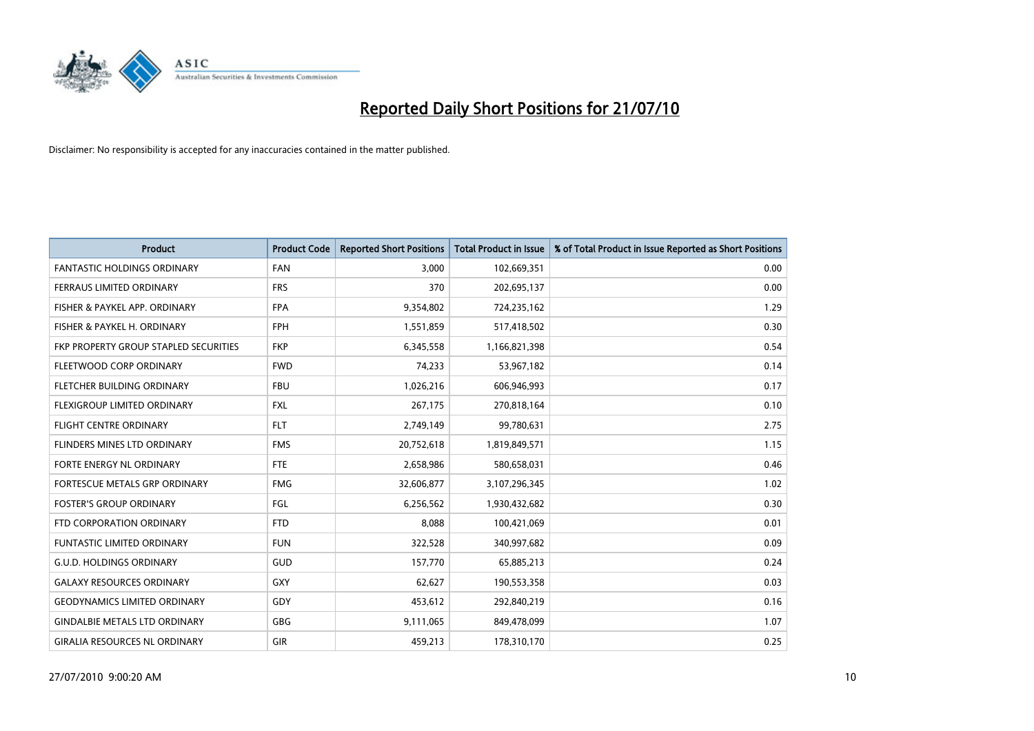# Reported Daily Short Positions for 21/07/10

Disclaimer: No responsibility is accepted for any inaccuracies contained in the matter published.

| Product | Product Code | Reported Short Positions | Total Product in Issue | % of Total Product in Issue Reported as Short Positions |
|---|---|---|---|---|
| FANTASTIC HOLDINGS ORDINARY | FAN | 3,000 | 102,669,351 | 0.00 |
| FERRAUS LIMITED ORDINARY | FRS | 370 | 202,695,137 | 0.00 |
| FISHER & PAYKEL APP. ORDINARY | FPA | 9,354,802 | 724,235,162 | 1.29 |
| FISHER & PAYKEL H. ORDINARY | FPH | 1,551,859 | 517,418,502 | 0.30 |
| FKP PROPERTY GROUP STAPLED SECURITIES | FKP | 6,345,558 | 1,166,821,398 | 0.54 |
| FLEETWOOD CORP ORDINARY | FWD | 74,233 | 53,967,182 | 0.14 |
| FLETCHER BUILDING ORDINARY | FBU | 1,026,216 | 606,946,993 | 0.17 |
| FLEXIGROUP LIMITED ORDINARY | FXL | 267,175 | 270,818,164 | 0.10 |
| FLIGHT CENTRE ORDINARY | FLT | 2,749,149 | 99,780,631 | 2.75 |
| FLINDERS MINES LTD ORDINARY | FMS | 20,752,618 | 1,819,849,571 | 1.15 |
| FORTE ENERGY NL ORDINARY | FTE | 2,658,986 | 580,658,031 | 0.46 |
| FORTESCUE METALS GRP ORDINARY | FMG | 32,606,877 | 3,107,296,345 | 1.02 |
| FOSTER'S GROUP ORDINARY | FGL | 6,256,562 | 1,930,432,682 | 0.30 |
| FTD CORPORATION ORDINARY | FTD | 8,088 | 100,421,069 | 0.01 |
| FUNTASTIC LIMITED ORDINARY | FUN | 322,528 | 340,997,682 | 0.09 |
| G.U.D. HOLDINGS ORDINARY | GUD | 157,770 | 65,885,213 | 0.24 |
| GALAXY RESOURCES ORDINARY | GXY | 62,627 | 190,553,358 | 0.03 |
| GEODYNAMICS LIMITED ORDINARY | GDY | 453,612 | 292,840,219 | 0.16 |
| GINDALBIE METALS LTD ORDINARY | GBG | 9,111,065 | 849,478,099 | 1.07 |
| GIRALIA RESOURCES NL ORDINARY | GIR | 459,213 | 178,310,170 | 0.25 |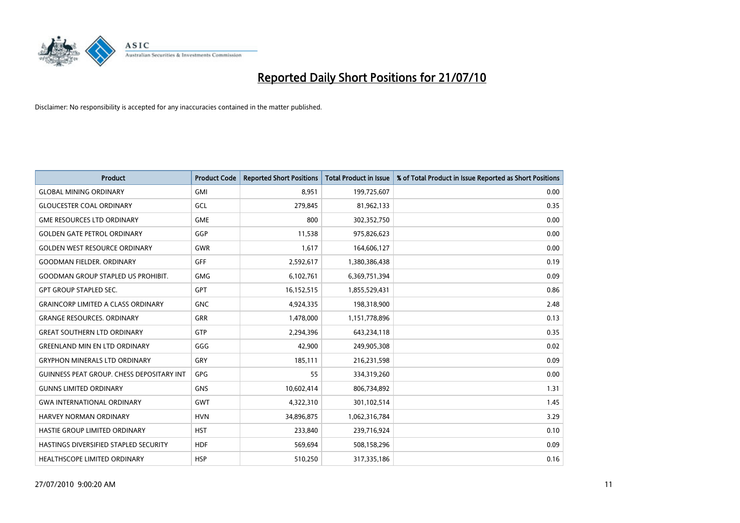# Reported Daily Short Positions for 21/07/10

Disclaimer: No responsibility is accepted for any inaccuracies contained in the matter published.

| Product | Product Code | Reported Short Positions | Total Product in Issue | % of Total Product in Issue Reported as Short Positions |
|---|---|---|---|---|
| GLOBAL MINING ORDINARY | GMI | 8,951 | 199,725,607 | 0.00 |
| GLOUCESTER COAL ORDINARY | GCL | 279,845 | 81,962,133 | 0.35 |
| GME RESOURCES LTD ORDINARY | GME | 800 | 302,352,750 | 0.00 |
| GOLDEN GATE PETROL ORDINARY | GGP | 11,538 | 975,826,623 | 0.00 |
| GOLDEN WEST RESOURCE ORDINARY | GWR | 1,617 | 164,606,127 | 0.00 |
| GOODMAN FIELDER. ORDINARY | GFF | 2,592,617 | 1,380,386,438 | 0.19 |
| GOODMAN GROUP STAPLED US PROHIBIT. | GMG | 6,102,761 | 6,369,751,394 | 0.09 |
| GPT GROUP STAPLED SEC. | GPT | 16,152,515 | 1,855,529,431 | 0.86 |
| GRAINCORP LIMITED A CLASS ORDINARY | GNC | 4,924,335 | 198,318,900 | 2.48 |
| GRANGE RESOURCES. ORDINARY | GRR | 1,478,000 | 1,151,778,896 | 0.13 |
| GREAT SOUTHERN LTD ORDINARY | GTP | 2,294,396 | 643,234,118 | 0.35 |
| GREENLAND MIN EN LTD ORDINARY | GGG | 42,900 | 249,905,308 | 0.02 |
| GRYPHON MINERALS LTD ORDINARY | GRY | 185,111 | 216,231,598 | 0.09 |
| GUINNESS PEAT GROUP. CHESS DEPOSITARY INT | GPG | 55 | 334,319,260 | 0.00 |
| GUNNS LIMITED ORDINARY | GNS | 10,602,414 | 806,734,892 | 1.31 |
| GWA INTERNATIONAL ORDINARY | GWT | 4,322,310 | 301,102,514 | 1.45 |
| HARVEY NORMAN ORDINARY | HVN | 34,896,875 | 1,062,316,784 | 3.29 |
| HASTIE GROUP LIMITED ORDINARY | HST | 233,840 | 239,716,924 | 0.10 |
| HASTINGS DIVERSIFIED STAPLED SECURITY | HDF | 569,694 | 508,158,296 | 0.09 |
| HEALTHSCOPE LIMITED ORDINARY | HSP | 510,250 | 317,335,186 | 0.16 |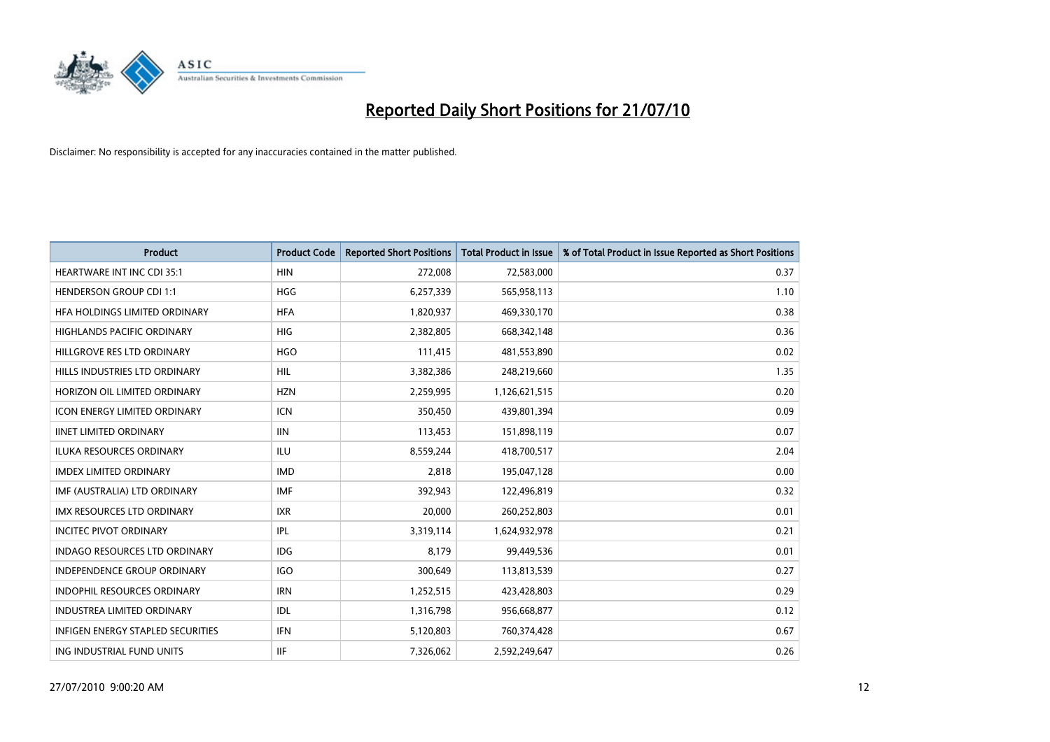# Reported Daily Short Positions for 21/07/10

Disclaimer: No responsibility is accepted for any inaccuracies contained in the matter published.

| Product | Product Code | Reported Short Positions | Total Product in Issue | % of Total Product in Issue Reported as Short Positions |
|---|---|---|---|---|
| HEARTWARE INT INC CDI 35:1 | HIN | 272,008 | 72,583,000 | 0.37 |
| HENDERSON GROUP CDI 1:1 | HGG | 6,257,339 | 565,958,113 | 1.10 |
| HFA HOLDINGS LIMITED ORDINARY | HFA | 1,820,937 | 469,330,170 | 0.38 |
| HIGHLANDS PACIFIC ORDINARY | HIG | 2,382,805 | 668,342,148 | 0.36 |
| HILLGROVE RES LTD ORDINARY | HGO | 111,415 | 481,553,890 | 0.02 |
| HILLS INDUSTRIES LTD ORDINARY | HIL | 3,382,386 | 248,219,660 | 1.35 |
| HORIZON OIL LIMITED ORDINARY | HZN | 2,259,995 | 1,126,621,515 | 0.20 |
| ICON ENERGY LIMITED ORDINARY | ICN | 350,450 | 439,801,394 | 0.09 |
| IINET LIMITED ORDINARY | IIN | 113,453 | 151,898,119 | 0.07 |
| ILUKA RESOURCES ORDINARY | ILU | 8,559,244 | 418,700,517 | 2.04 |
| IMDEX LIMITED ORDINARY | IMD | 2,818 | 195,047,128 | 0.00 |
| IMF (AUSTRALIA) LTD ORDINARY | IMF | 392,943 | 122,496,819 | 0.32 |
| IMX RESOURCES LTD ORDINARY | IXR | 20,000 | 260,252,803 | 0.01 |
| INCITEC PIVOT ORDINARY | IPL | 3,319,114 | 1,624,932,978 | 0.21 |
| INDAGO RESOURCES LTD ORDINARY | IDG | 8,179 | 99,449,536 | 0.01 |
| INDEPENDENCE GROUP ORDINARY | IGO | 300,649 | 113,813,539 | 0.27 |
| INDOPHIL RESOURCES ORDINARY | IRN | 1,252,515 | 423,428,803 | 0.29 |
| INDUSTREA LIMITED ORDINARY | IDL | 1,316,798 | 956,668,877 | 0.12 |
| INFIGEN ENERGY STAPLED SECURITIES | IFN | 5,120,803 | 760,374,428 | 0.67 |
| ING INDUSTRIAL FUND UNITS | IIF | 7,326,062 | 2,592,249,647 | 0.26 |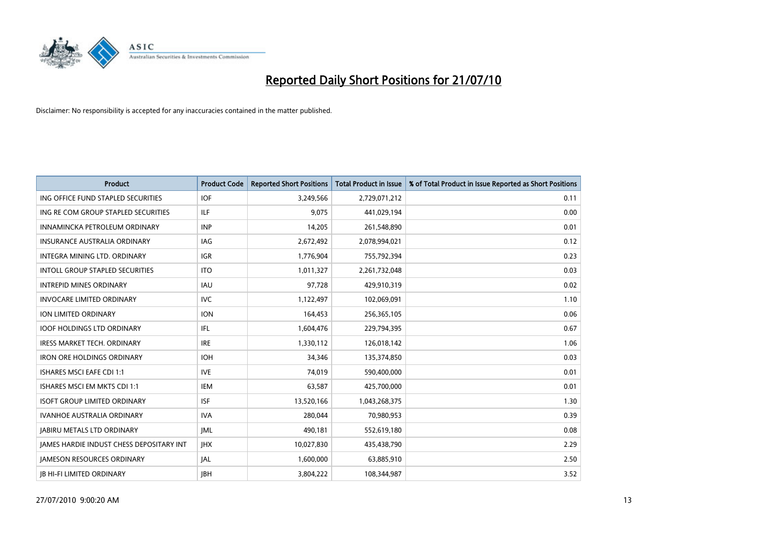# Reported Daily Short Positions for 21/07/10

Disclaimer: No responsibility is accepted for any inaccuracies contained in the matter published.

| Product | Product Code | Reported Short Positions | Total Product in Issue | % of Total Product in Issue Reported as Short Positions |
|---|---|---|---|---|
| ING OFFICE FUND STAPLED SECURITIES | IOF | 3,249,566 | 2,729,071,212 | 0.11 |
| ING RE COM GROUP STAPLED SECURITIES | ILF | 9,075 | 441,029,194 | 0.00 |
| INNAMINCKA PETROLEUM ORDINARY | INP | 14,205 | 261,548,890 | 0.01 |
| INSURANCE AUSTRALIA ORDINARY | IAG | 2,672,492 | 2,078,994,021 | 0.12 |
| INTEGRA MINING LTD. ORDINARY | IGR | 1,776,904 | 755,792,394 | 0.23 |
| INTOLL GROUP STAPLED SECURITIES | ITO | 1,011,327 | 2,261,732,048 | 0.03 |
| INTREPID MINES ORDINARY | IAU | 97,728 | 429,910,319 | 0.02 |
| INVOCARE LIMITED ORDINARY | IVC | 1,122,497 | 102,069,091 | 1.10 |
| ION LIMITED ORDINARY | ION | 164,453 | 256,365,105 | 0.06 |
| IOOF HOLDINGS LTD ORDINARY | IFL | 1,604,476 | 229,794,395 | 0.67 |
| IRESS MARKET TECH. ORDINARY | IRE | 1,330,112 | 126,018,142 | 1.06 |
| IRON ORE HOLDINGS ORDINARY | IOH | 34,346 | 135,374,850 | 0.03 |
| ISHARES MSCI EAFE CDI 1:1 | IVE | 74,019 | 590,400,000 | 0.01 |
| ISHARES MSCI EM MKTS CDI 1:1 | IEM | 63,587 | 425,700,000 | 0.01 |
| ISOFT GROUP LIMITED ORDINARY | ISF | 13,520,166 | 1,043,268,375 | 1.30 |
| IVANHOE AUSTRALIA ORDINARY | IVA | 280,044 | 70,980,953 | 0.39 |
| JABIRU METALS LTD ORDINARY | JML | 490,181 | 552,619,180 | 0.08 |
| JAMES HARDIE INDUST CHESS DEPOSITARY INT | JHX | 10,027,830 | 435,438,790 | 2.29 |
| JAMESON RESOURCES ORDINARY | JAL | 1,600,000 | 63,885,910 | 2.50 |
| JB HI-FI LIMITED ORDINARY | JBH | 3,804,222 | 108,344,987 | 3.52 |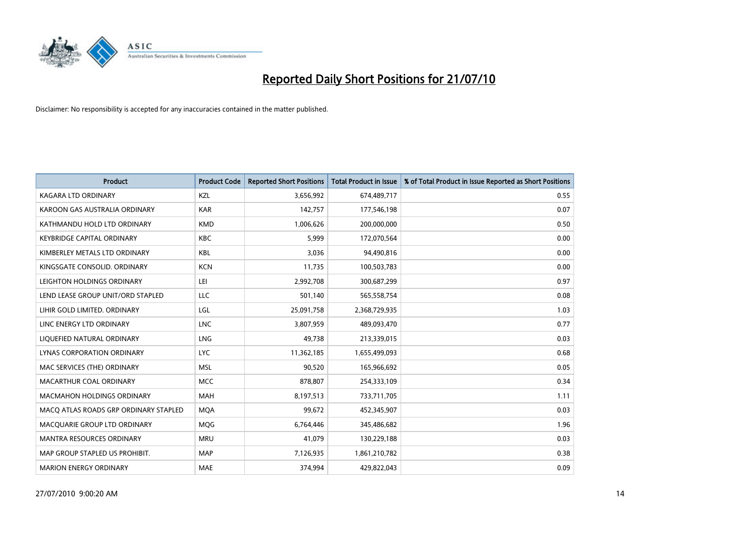# Reported Daily Short Positions for 21/07/10

Disclaimer: No responsibility is accepted for any inaccuracies contained in the matter published.

| Product | Product Code | Reported Short Positions | Total Product in Issue | % of Total Product in Issue Reported as Short Positions |
|---|---|---|---|---|
| KAGARA LTD ORDINARY | KZL | 3,656,992 | 674,489,717 | 0.55 |
| KAROON GAS AUSTRALIA ORDINARY | KAR | 142,757 | 177,546,198 | 0.07 |
| KATHMANDU HOLD LTD ORDINARY | KMD | 1,006,626 | 200,000,000 | 0.50 |
| KEYBRIDGE CAPITAL ORDINARY | KBC | 5,999 | 172,070,564 | 0.00 |
| KIMBERLEY METALS LTD ORDINARY | KBL | 3,036 | 94,490,816 | 0.00 |
| KINGSGATE CONSOLID. ORDINARY | KCN | 11,735 | 100,503,783 | 0.00 |
| LEIGHTON HOLDINGS ORDINARY | LEI | 2,992,708 | 300,687,299 | 0.97 |
| LEND LEASE GROUP UNIT/ORD STAPLED | LLC | 501,140 | 565,558,754 | 0.08 |
| LIHIR GOLD LIMITED. ORDINARY | LGL | 25,091,758 | 2,368,729,935 | 1.03 |
| LINC ENERGY LTD ORDINARY | LNC | 3,807,959 | 489,093,470 | 0.77 |
| LIQUEFIED NATURAL ORDINARY | LNG | 49,738 | 213,339,015 | 0.03 |
| LYNAS CORPORATION ORDINARY | LYC | 11,362,185 | 1,655,499,093 | 0.68 |
| MAC SERVICES (THE) ORDINARY | MSL | 90,520 | 165,966,692 | 0.05 |
| MACARTHUR COAL ORDINARY | MCC | 878,807 | 254,333,109 | 0.34 |
| MACMAHON HOLDINGS ORDINARY | MAH | 8,197,513 | 733,711,705 | 1.11 |
| MACQ ATLAS ROADS GRP ORDINARY STAPLED | MQA | 99,672 | 452,345,907 | 0.03 |
| MACQUARIE GROUP LTD ORDINARY | MQG | 6,764,446 | 345,486,682 | 1.96 |
| MANTRA RESOURCES ORDINARY | MRU | 41,079 | 130,229,188 | 0.03 |
| MAP GROUP STAPLED US PROHIBIT. | MAP | 7,126,935 | 1,861,210,782 | 0.38 |
| MARION ENERGY ORDINARY | MAE | 374,994 | 429,822,043 | 0.09 |

27/07/2010 9:00:20 AM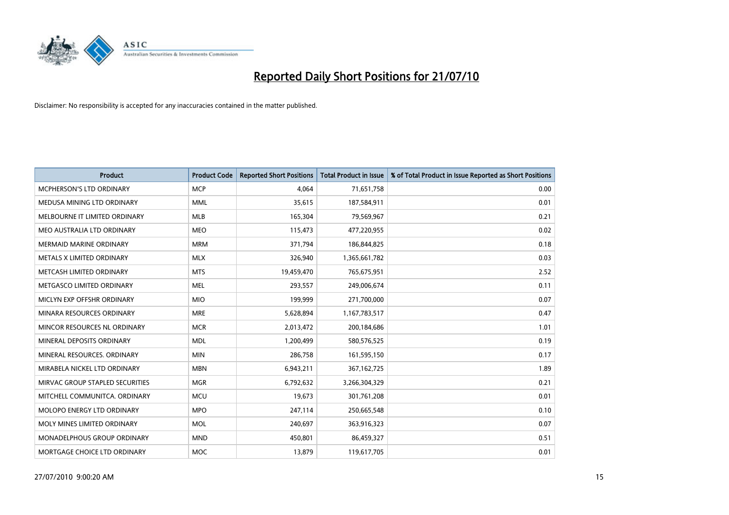# Reported Daily Short Positions for 21/07/10

Disclaimer: No responsibility is accepted for any inaccuracies contained in the matter published.

| Product | Product Code | Reported Short Positions | Total Product in Issue | % of Total Product in Issue Reported as Short Positions |
|---|---|---|---|---|
| MCPHERSON'S LTD ORDINARY | MCP | 4,064 | 71,651,758 | 0.00 |
| MEDUSA MINING LTD ORDINARY | MML | 35,615 | 187,584,911 | 0.01 |
| MELBOURNE IT LIMITED ORDINARY | MLB | 165,304 | 79,569,967 | 0.21 |
| MEO AUSTRALIA LTD ORDINARY | MEO | 115,473 | 477,220,955 | 0.02 |
| MERMAID MARINE ORDINARY | MRM | 371,794 | 186,844,825 | 0.18 |
| METALS X LIMITED ORDINARY | MLX | 326,940 | 1,365,661,782 | 0.03 |
| METCASH LIMITED ORDINARY | MTS | 19,459,470 | 765,675,951 | 2.52 |
| METGASCO LIMITED ORDINARY | MEL | 293,557 | 249,006,674 | 0.11 |
| MICLYN EXP OFFSHR ORDINARY | MIO | 199,999 | 271,700,000 | 0.07 |
| MINARA RESOURCES ORDINARY | MRE | 5,628,894 | 1,167,783,517 | 0.47 |
| MINCOR RESOURCES NL ORDINARY | MCR | 2,013,472 | 200,184,686 | 1.01 |
| MINERAL DEPOSITS ORDINARY | MDL | 1,200,499 | 580,576,525 | 0.19 |
| MINERAL RESOURCES. ORDINARY | MIN | 286,758 | 161,595,150 | 0.17 |
| MIRABELA NICKEL LTD ORDINARY | MBN | 6,943,211 | 367,162,725 | 1.89 |
| MIRVAC GROUP STAPLED SECURITIES | MGR | 6,792,632 | 3,266,304,329 | 0.21 |
| MITCHELL COMMUNITCA. ORDINARY | MCU | 19,673 | 301,761,208 | 0.01 |
| MOLOPO ENERGY LTD ORDINARY | MPO | 247,114 | 250,665,548 | 0.10 |
| MOLY MINES LIMITED ORDINARY | MOL | 240,697 | 363,916,323 | 0.07 |
| MONADELPHOUS GROUP ORDINARY | MND | 450,801 | 86,459,327 | 0.51 |
| MORTGAGE CHOICE LTD ORDINARY | MOC | 13,879 | 119,617,705 | 0.01 |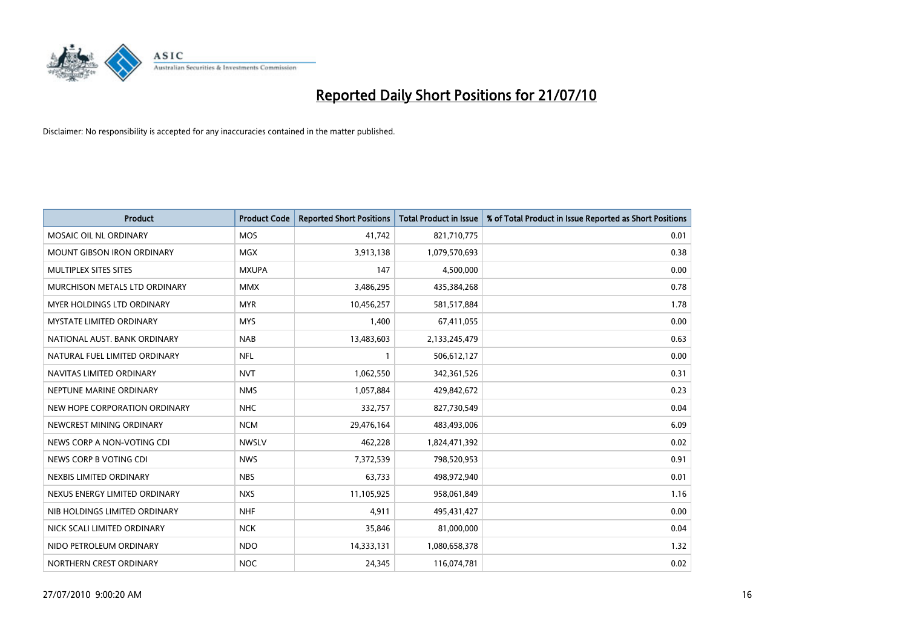# Reported Daily Short Positions for 21/07/10

Disclaimer: No responsibility is accepted for any inaccuracies contained in the matter published.

| Product | Product Code | Reported Short Positions | Total Product in Issue | % of Total Product in Issue Reported as Short Positions |
|---|---|---|---|---|
| MOSAIC OIL NL ORDINARY | MOS | 41,742 | 821,710,775 | 0.01 |
| MOUNT GIBSON IRON ORDINARY | MGX | 3,913,138 | 1,079,570,693 | 0.38 |
| MULTIPLEX SITES SITES | MXUPA | 147 | 4,500,000 | 0.00 |
| MURCHISON METALS LTD ORDINARY | MMX | 3,486,295 | 435,384,268 | 0.78 |
| MYER HOLDINGS LTD ORDINARY | MYR | 10,456,257 | 581,517,884 | 1.78 |
| MYSTATE LIMITED ORDINARY | MYS | 1,400 | 67,411,055 | 0.00 |
| NATIONAL AUST. BANK ORDINARY | NAB | 13,483,603 | 2,133,245,479 | 0.63 |
| NATURAL FUEL LIMITED ORDINARY | NFL | 1 | 506,612,127 | 0.00 |
| NAVITAS LIMITED ORDINARY | NVT | 1,062,550 | 342,361,526 | 0.31 |
| NEPTUNE MARINE ORDINARY | NMS | 1,057,884 | 429,842,672 | 0.23 |
| NEW HOPE CORPORATION ORDINARY | NHC | 332,757 | 827,730,549 | 0.04 |
| NEWCREST MINING ORDINARY | NCM | 29,476,164 | 483,493,006 | 6.09 |
| NEWS CORP A NON-VOTING CDI | NWSLV | 462,228 | 1,824,471,392 | 0.02 |
| NEWS CORP B VOTING CDI | NWS | 7,372,539 | 798,520,953 | 0.91 |
| NEXBIS LIMITED ORDINARY | NBS | 63,733 | 498,972,940 | 0.01 |
| NEXUS ENERGY LIMITED ORDINARY | NXS | 11,105,925 | 958,061,849 | 1.16 |
| NIB HOLDINGS LIMITED ORDINARY | NHF | 4,911 | 495,431,427 | 0.00 |
| NICK SCALI LIMITED ORDINARY | NCK | 35,846 | 81,000,000 | 0.04 |
| NIDO PETROLEUM ORDINARY | NDO | 14,333,131 | 1,080,658,378 | 1.32 |
| NORTHERN CREST ORDINARY | NOC | 24,345 | 116,074,781 | 0.02 |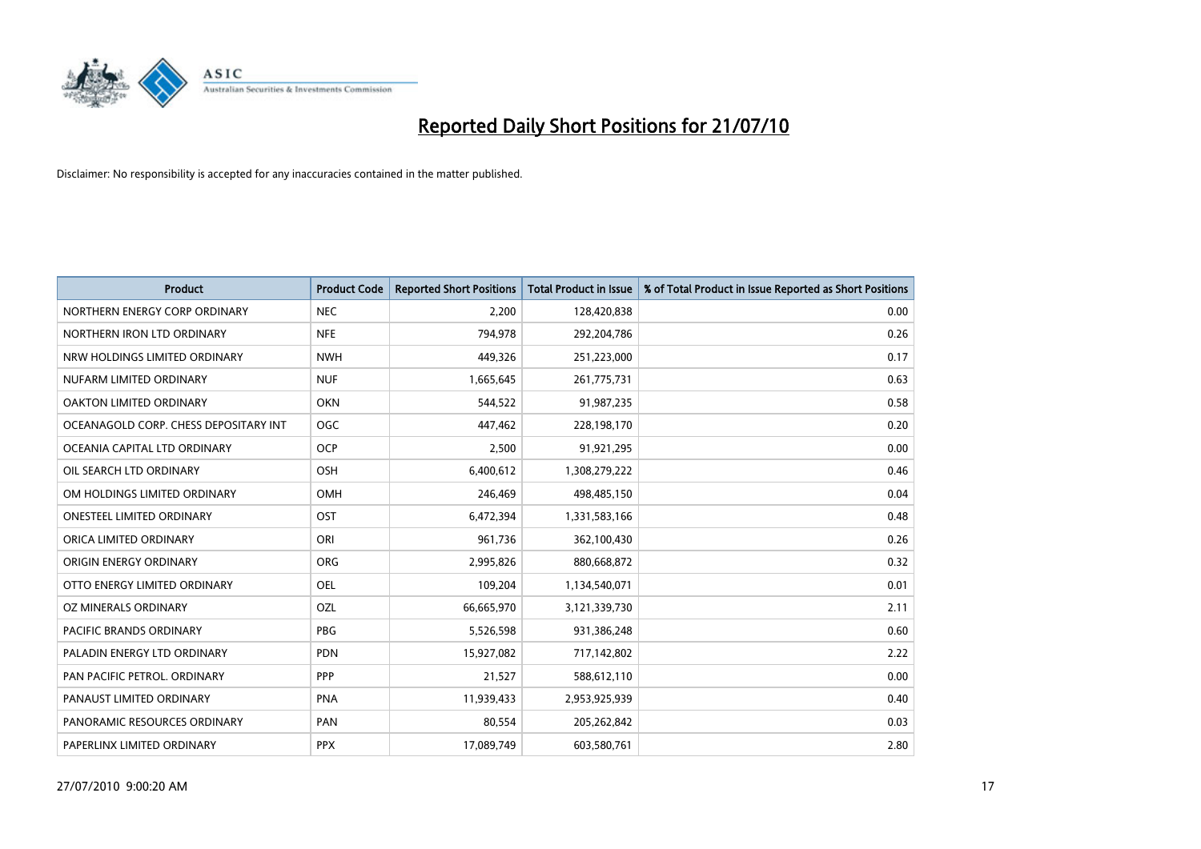# Reported Daily Short Positions for 21/07/10

Disclaimer: No responsibility is accepted for any inaccuracies contained in the matter published.

| Product | Product Code | Reported Short Positions | Total Product in Issue | % of Total Product in Issue Reported as Short Positions |
|---|---|---|---|---|
| NORTHERN ENERGY CORP ORDINARY | NEC | 2,200 | 128,420,838 | 0.00 |
| NORTHERN IRON LTD ORDINARY | NFE | 794,978 | 292,204,786 | 0.26 |
| NRW HOLDINGS LIMITED ORDINARY | NWH | 449,326 | 251,223,000 | 0.17 |
| NUFARM LIMITED ORDINARY | NUF | 1,665,645 | 261,775,731 | 0.63 |
| OAKTON LIMITED ORDINARY | OKN | 544,522 | 91,987,235 | 0.58 |
| OCEANAGOLD CORP. CHESS DEPOSITARY INT | OGC | 447,462 | 228,198,170 | 0.20 |
| OCEANIA CAPITAL LTD ORDINARY | OCP | 2,500 | 91,921,295 | 0.00 |
| OIL SEARCH LTD ORDINARY | OSH | 6,400,612 | 1,308,279,222 | 0.46 |
| OM HOLDINGS LIMITED ORDINARY | OMH | 246,469 | 498,485,150 | 0.04 |
| ONESTEEL LIMITED ORDINARY | OST | 6,472,394 | 1,331,583,166 | 0.48 |
| ORICA LIMITED ORDINARY | ORI | 961,736 | 362,100,430 | 0.26 |
| ORIGIN ENERGY ORDINARY | ORG | 2,995,826 | 880,668,872 | 0.32 |
| OTTO ENERGY LIMITED ORDINARY | OEL | 109,204 | 1,134,540,071 | 0.01 |
| OZ MINERALS ORDINARY | OZL | 66,665,970 | 3,121,339,730 | 2.11 |
| PACIFIC BRANDS ORDINARY | PBG | 5,526,598 | 931,386,248 | 0.60 |
| PALADIN ENERGY LTD ORDINARY | PDN | 15,927,082 | 717,142,802 | 2.22 |
| PAN PACIFIC PETROL. ORDINARY | PPP | 21,527 | 588,612,110 | 0.00 |
| PANAUST LIMITED ORDINARY | PNA | 11,939,433 | 2,953,925,939 | 0.40 |
| PANORAMIC RESOURCES ORDINARY | PAN | 80,554 | 205,262,842 | 0.03 |
| PAPERLINX LIMITED ORDINARY | PPX | 17,089,749 | 603,580,761 | 2.80 |

27/07/2010 9:00:20 AM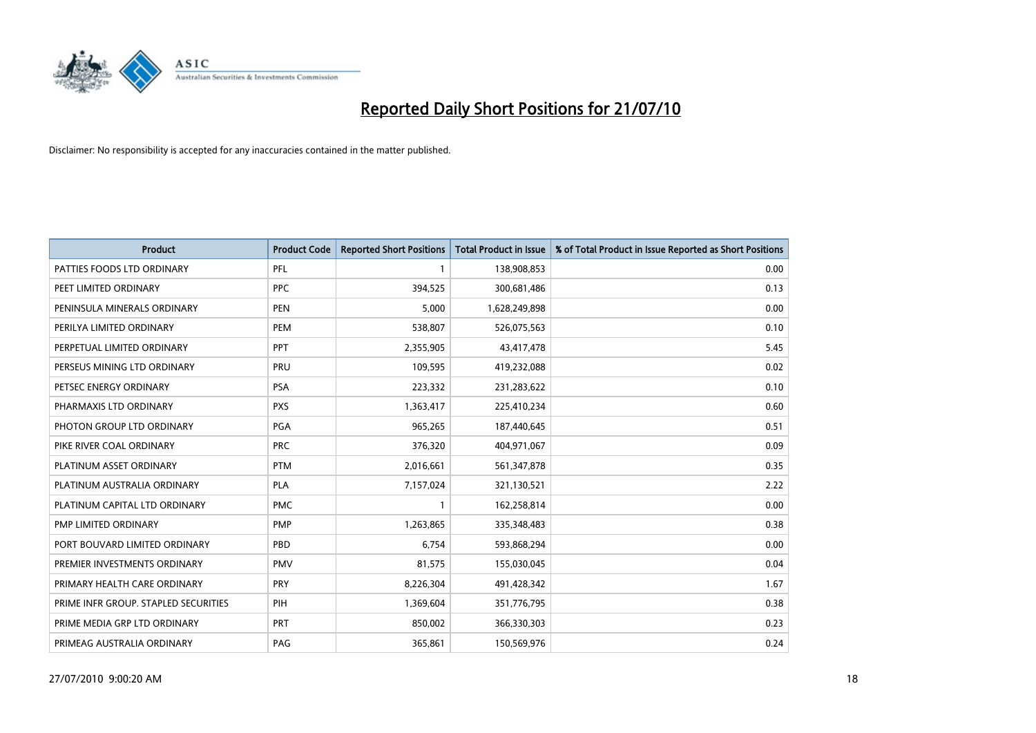# Reported Daily Short Positions for 21/07/10

Disclaimer: No responsibility is accepted for any inaccuracies contained in the matter published.

| Product | Product Code | Reported Short Positions | Total Product in Issue | % of Total Product in Issue Reported as Short Positions |
|---|---|---|---|---|
| PATTIES FOODS LTD ORDINARY | PFL | 1 | 138,908,853 | 0.00 |
| PEET LIMITED ORDINARY | PPC | 394,525 | 300,681,486 | 0.13 |
| PENINSULA MINERALS ORDINARY | PEN | 5,000 | 1,628,249,898 | 0.00 |
| PERILYA LIMITED ORDINARY | PEM | 538,807 | 526,075,563 | 0.10 |
| PERPETUAL LIMITED ORDINARY | PPT | 2,355,905 | 43,417,478 | 5.45 |
| PERSEUS MINING LTD ORDINARY | PRU | 109,595 | 419,232,088 | 0.02 |
| PETSEC ENERGY ORDINARY | PSA | 223,332 | 231,283,622 | 0.10 |
| PHARMAXIS LTD ORDINARY | PXS | 1,363,417 | 225,410,234 | 0.60 |
| PHOTON GROUP LTD ORDINARY | PGA | 965,265 | 187,440,645 | 0.51 |
| PIKE RIVER COAL ORDINARY | PRC | 376,320 | 404,971,067 | 0.09 |
| PLATINUM ASSET ORDINARY | PTM | 2,016,661 | 561,347,878 | 0.35 |
| PLATINUM AUSTRALIA ORDINARY | PLA | 7,157,024 | 321,130,521 | 2.22 |
| PLATINUM CAPITAL LTD ORDINARY | PMC | 1 | 162,258,814 | 0.00 |
| PMP LIMITED ORDINARY | PMP | 1,263,865 | 335,348,483 | 0.38 |
| PORT BOUVARD LIMITED ORDINARY | PBD | 6,754 | 593,868,294 | 0.00 |
| PREMIER INVESTMENTS ORDINARY | PMV | 81,575 | 155,030,045 | 0.04 |
| PRIMARY HEALTH CARE ORDINARY | PRY | 8,226,304 | 491,428,342 | 1.67 |
| PRIME INFR GROUP. STAPLED SECURITIES | PIH | 1,369,604 | 351,776,795 | 0.38 |
| PRIME MEDIA GRP LTD ORDINARY | PRT | 850,002 | 366,330,303 | 0.23 |
| PRIMEAG AUSTRALIA ORDINARY | PAG | 365,861 | 150,569,976 | 0.24 |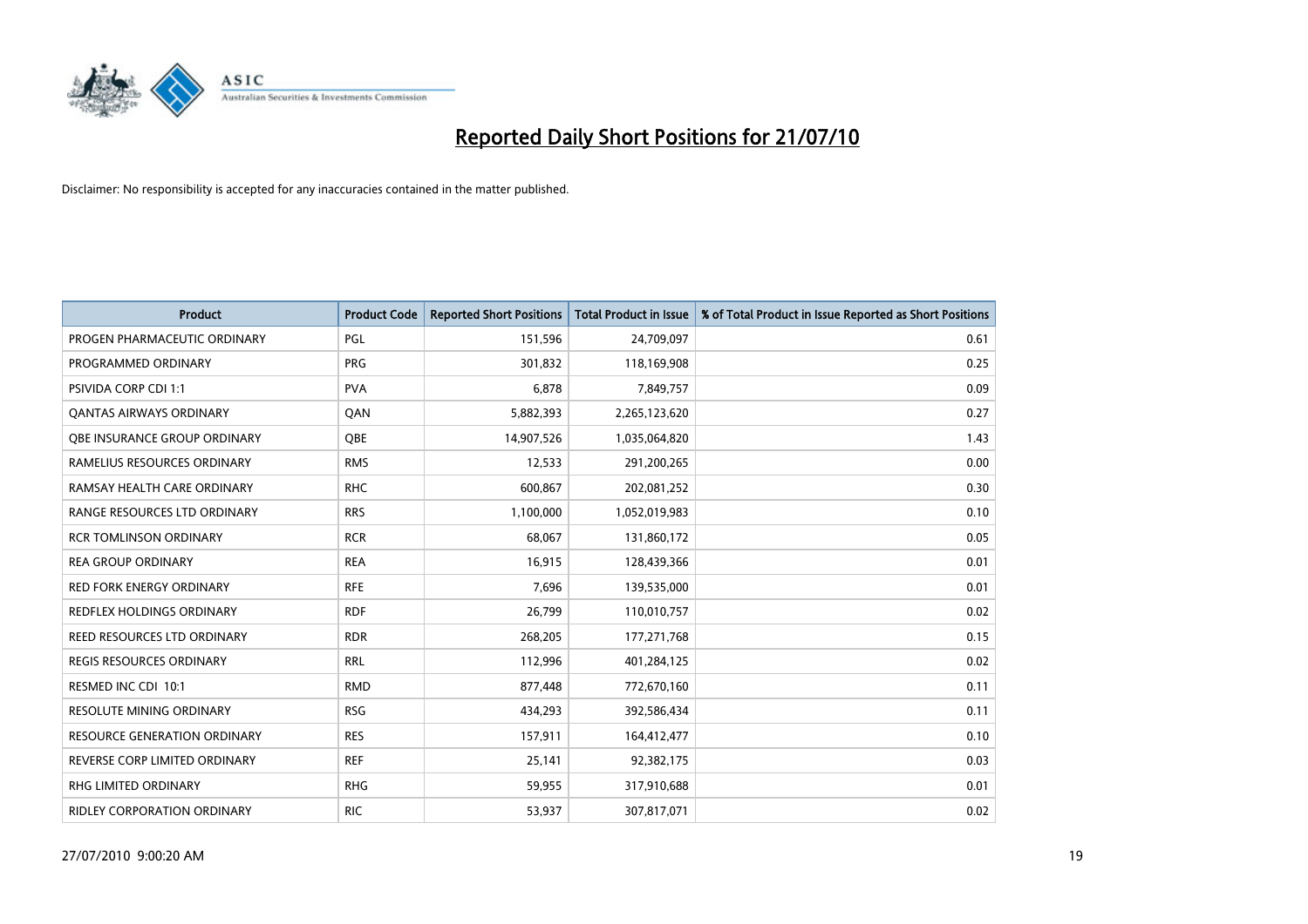# Reported Daily Short Positions for 21/07/10

Disclaimer: No responsibility is accepted for any inaccuracies contained in the matter published.

| Product | Product Code | Reported Short Positions | Total Product in Issue | % of Total Product in Issue Reported as Short Positions |
|---|---|---|---|---|
| PROGEN PHARMACEUTIC ORDINARY | PGL | 151,596 | 24,709,097 | 0.61 |
| PROGRAMMED ORDINARY | PRG | 301,832 | 118,169,908 | 0.25 |
| PSIVIDA CORP CDI 1:1 | PVA | 6,878 | 7,849,757 | 0.09 |
| QANTAS AIRWAYS ORDINARY | QAN | 5,882,393 | 2,265,123,620 | 0.27 |
| QBE INSURANCE GROUP ORDINARY | QBE | 14,907,526 | 1,035,064,820 | 1.43 |
| RAMELIUS RESOURCES ORDINARY | RMS | 12,533 | 291,200,265 | 0.00 |
| RAMSAY HEALTH CARE ORDINARY | RHC | 600,867 | 202,081,252 | 0.30 |
| RANGE RESOURCES LTD ORDINARY | RRS | 1,100,000 | 1,052,019,983 | 0.10 |
| RCR TOMLINSON ORDINARY | RCR | 68,067 | 131,860,172 | 0.05 |
| REA GROUP ORDINARY | REA | 16,915 | 128,439,366 | 0.01 |
| RED FORK ENERGY ORDINARY | RFE | 7,696 | 139,535,000 | 0.01 |
| REDFLEX HOLDINGS ORDINARY | RDF | 26,799 | 110,010,757 | 0.02 |
| REED RESOURCES LTD ORDINARY | RDR | 268,205 | 177,271,768 | 0.15 |
| REGIS RESOURCES ORDINARY | RRL | 112,996 | 401,284,125 | 0.02 |
| RESMED INC CDI 10:1 | RMD | 877,448 | 772,670,160 | 0.11 |
| RESOLUTE MINING ORDINARY | RSG | 434,293 | 392,586,434 | 0.11 |
| RESOURCE GENERATION ORDINARY | RES | 157,911 | 164,412,477 | 0.10 |
| REVERSE CORP LIMITED ORDINARY | REF | 25,141 | 92,382,175 | 0.03 |
| RHG LIMITED ORDINARY | RHG | 59,955 | 317,910,688 | 0.01 |
| RIDLEY CORPORATION ORDINARY | RIC | 53,937 | 307,817,071 | 0.02 |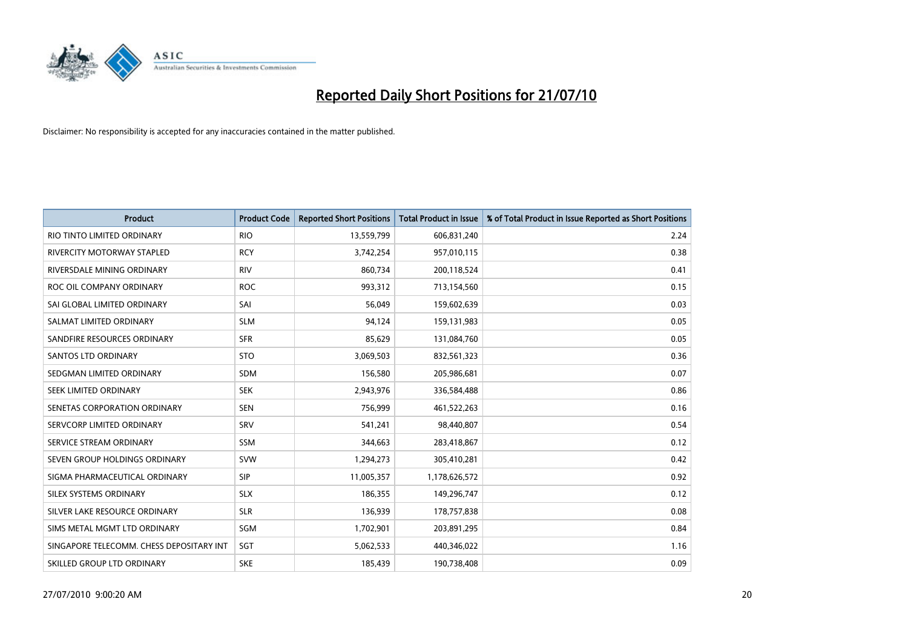# Reported Daily Short Positions for 21/07/10

Disclaimer: No responsibility is accepted for any inaccuracies contained in the matter published.

| Product | Product Code | Reported Short Positions | Total Product in Issue | % of Total Product in Issue Reported as Short Positions |
|---|---|---|---|---|
| RIO TINTO LIMITED ORDINARY | RIO | 13,559,799 | 606,831,240 | 2.24 |
| RIVERCITY MOTORWAY STAPLED | RCY | 3,742,254 | 957,010,115 | 0.38 |
| RIVERSDALE MINING ORDINARY | RIV | 860,734 | 200,118,524 | 0.41 |
| ROC OIL COMPANY ORDINARY | ROC | 993,312 | 713,154,560 | 0.15 |
| SAI GLOBAL LIMITED ORDINARY | SAI | 56,049 | 159,602,639 | 0.03 |
| SALMAT LIMITED ORDINARY | SLM | 94,124 | 159,131,983 | 0.05 |
| SANDFIRE RESOURCES ORDINARY | SFR | 85,629 | 131,084,760 | 0.05 |
| SANTOS LTD ORDINARY | STO | 3,069,503 | 832,561,323 | 0.36 |
| SEDGMAN LIMITED ORDINARY | SDM | 156,580 | 205,986,681 | 0.07 |
| SEEK LIMITED ORDINARY | SEK | 2,943,976 | 336,584,488 | 0.86 |
| SENETAS CORPORATION ORDINARY | SEN | 756,999 | 461,522,263 | 0.16 |
| SERVCORP LIMITED ORDINARY | SRV | 541,241 | 98,440,807 | 0.54 |
| SERVICE STREAM ORDINARY | SSM | 344,663 | 283,418,867 | 0.12 |
| SEVEN GROUP HOLDINGS ORDINARY | SVW | 1,294,273 | 305,410,281 | 0.42 |
| SIGMA PHARMACEUTICAL ORDINARY | SIP | 11,005,357 | 1,178,626,572 | 0.92 |
| SILEX SYSTEMS ORDINARY | SLX | 186,355 | 149,296,747 | 0.12 |
| SILVER LAKE RESOURCE ORDINARY | SLR | 136,939 | 178,757,838 | 0.08 |
| SIMS METAL MGMT LTD ORDINARY | SGM | 1,702,901 | 203,891,295 | 0.84 |
| SINGAPORE TELECOMM. CHESS DEPOSITARY INT | SGT | 5,062,533 | 440,346,022 | 1.16 |
| SKILLED GROUP LTD ORDINARY | SKE | 185,439 | 190,738,408 | 0.09 |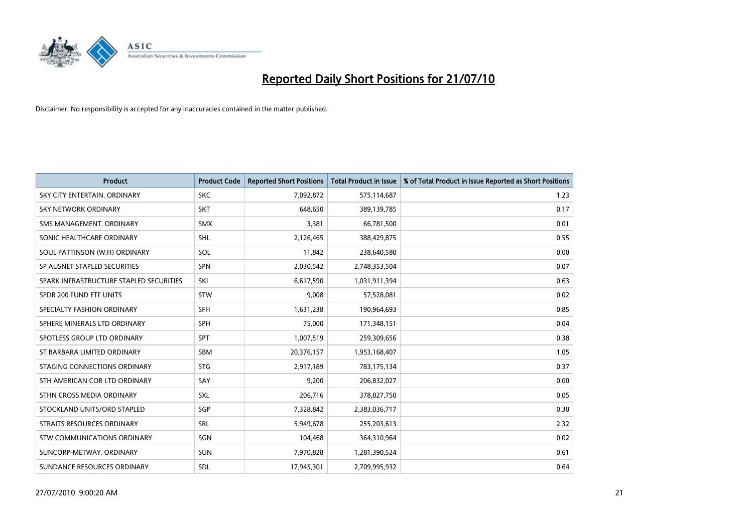# Reported Daily Short Positions for 21/07/10

Disclaimer: No responsibility is accepted for any inaccuracies contained in the matter published.

| Product | Product Code | Reported Short Positions | Total Product in Issue | % of Total Product in Issue Reported as Short Positions |
|---|---|---|---|---|
| SKY CITY ENTERTAIN. ORDINARY | SKC | 7,092,872 | 575,114,687 | 1.23 |
| SKY NETWORK ORDINARY | SKT | 648,650 | 389,139,785 | 0.17 |
| SMS MANAGEMENT. ORDINARY | SMX | 3,381 | 66,781,500 | 0.01 |
| SONIC HEALTHCARE ORDINARY | SHL | 2,126,465 | 388,429,875 | 0.55 |
| SOUL PATTINSON (W.H) ORDINARY | SOL | 11,842 | 238,640,580 | 0.00 |
| SP AUSNET STAPLED SECURITIES | SPN | 2,030,542 | 2,748,353,504 | 0.07 |
| SPARK INFRASTRUCTURE STAPLED SECURITIES | SKI | 6,617,590 | 1,031,911,394 | 0.63 |
| SPDR 200 FUND ETF UNITS | STW | 9,008 | 57,528,081 | 0.02 |
| SPECIALTY FASHION ORDINARY | SFH | 1,631,238 | 190,964,693 | 0.85 |
| SPHERE MINERALS LTD ORDINARY | SPH | 75,000 | 171,348,151 | 0.04 |
| SPOTLESS GROUP LTD ORDINARY | SPT | 1,007,519 | 259,309,656 | 0.38 |
| ST BARBARA LIMITED ORDINARY | SBM | 20,376,157 | 1,953,168,407 | 1.05 |
| STAGING CONNECTIONS ORDINARY | STG | 2,917,189 | 783,175,134 | 0.37 |
| STH AMERICAN COR LTD ORDINARY | SAY | 9,200 | 206,832,027 | 0.00 |
| STHN CROSS MEDIA ORDINARY | SXL | 206,716 | 378,827,750 | 0.05 |
| STOCKLAND UNITS/ORD STAPLED | SGP | 7,328,842 | 2,383,036,717 | 0.30 |
| STRAITS RESOURCES ORDINARY | SRL | 5,949,678 | 255,203,613 | 2.32 |
| STW COMMUNICATIONS ORDINARY | SGN | 104,468 | 364,310,964 | 0.02 |
| SUNCORP-METWAY. ORDINARY | SUN | 7,970,828 | 1,281,390,524 | 0.61 |
| SUNDANCE RESOURCES ORDINARY | SDL | 17,945,301 | 2,709,995,932 | 0.64 |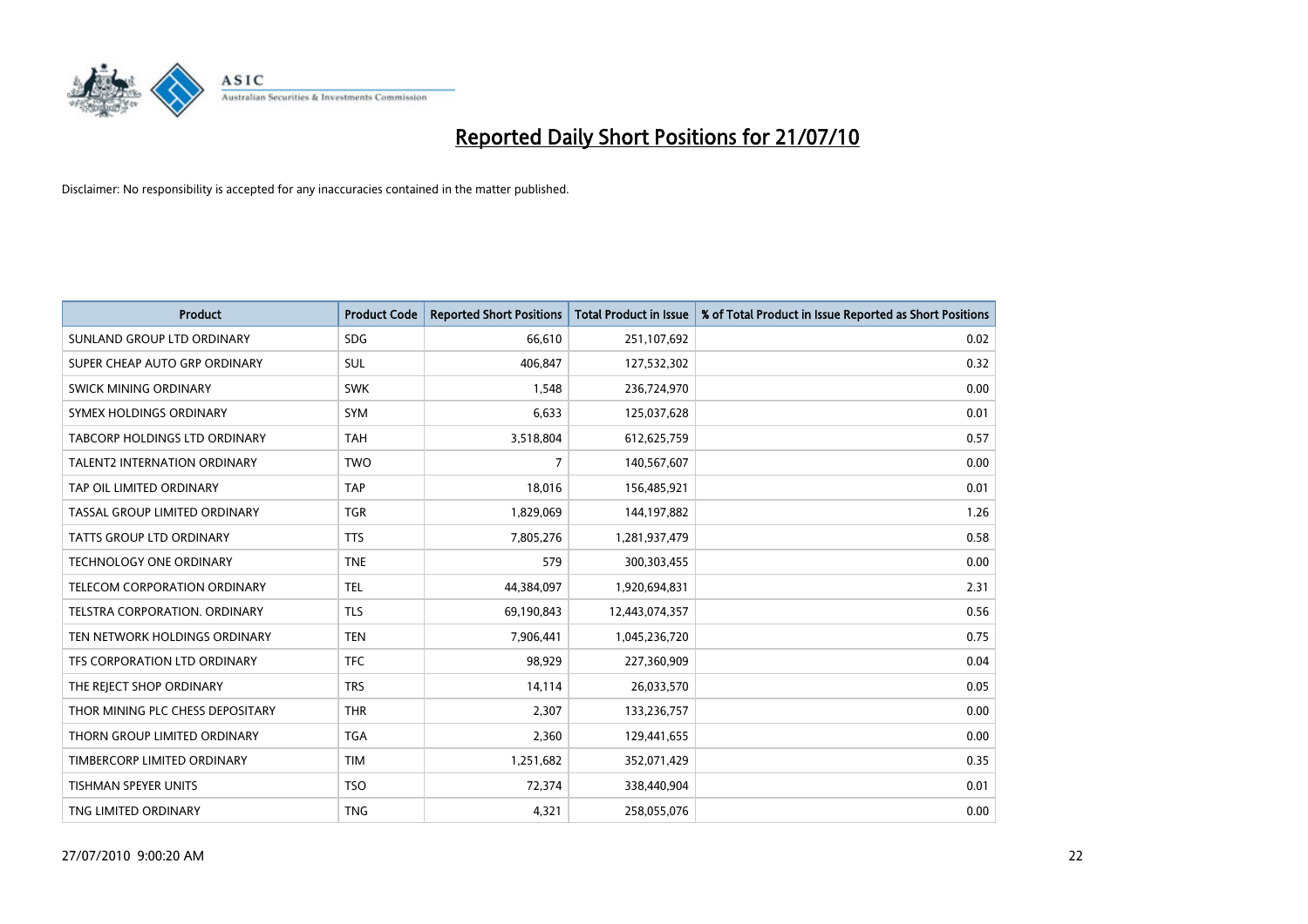# Reported Daily Short Positions for 21/07/10

Disclaimer: No responsibility is accepted for any inaccuracies contained in the matter published.

| Product | Product Code | Reported Short Positions | Total Product in Issue | % of Total Product in Issue Reported as Short Positions |
|---|---|---|---|---|
| SUNLAND GROUP LTD ORDINARY | SDG | 66,610 | 251,107,692 | 0.02 |
| SUPER CHEAP AUTO GRP ORDINARY | SUL | 406,847 | 127,532,302 | 0.32 |
| SWICK MINING ORDINARY | SWK | 1,548 | 236,724,970 | 0.00 |
| SYMEX HOLDINGS ORDINARY | SYM | 6,633 | 125,037,628 | 0.01 |
| TABCORP HOLDINGS LTD ORDINARY | TAH | 3,518,804 | 612,625,759 | 0.57 |
| TALENT2 INTERNATION ORDINARY | TWO | 7 | 140,567,607 | 0.00 |
| TAP OIL LIMITED ORDINARY | TAP | 18,016 | 156,485,921 | 0.01 |
| TASSAL GROUP LIMITED ORDINARY | TGR | 1,829,069 | 144,197,882 | 1.26 |
| TATTS GROUP LTD ORDINARY | TTS | 7,805,276 | 1,281,937,479 | 0.58 |
| TECHNOLOGY ONE ORDINARY | TNE | 579 | 300,303,455 | 0.00 |
| TELECOM CORPORATION ORDINARY | TEL | 44,384,097 | 1,920,694,831 | 2.31 |
| TELSTRA CORPORATION. ORDINARY | TLS | 69,190,843 | 12,443,074,357 | 0.56 |
| TEN NETWORK HOLDINGS ORDINARY | TEN | 7,906,441 | 1,045,236,720 | 0.75 |
| TFS CORPORATION LTD ORDINARY | TFC | 98,929 | 227,360,909 | 0.04 |
| THE REJECT SHOP ORDINARY | TRS | 14,114 | 26,033,570 | 0.05 |
| THOR MINING PLC CHESS DEPOSITARY | THR | 2,307 | 133,236,757 | 0.00 |
| THORN GROUP LIMITED ORDINARY | TGA | 2,360 | 129,441,655 | 0.00 |
| TIMBERCORP LIMITED ORDINARY | TIM | 1,251,682 | 352,071,429 | 0.35 |
| TISHMAN SPEYER UNITS | TSO | 72,374 | 338,440,904 | 0.01 |
| TNG LIMITED ORDINARY | TNG | 4,321 | 258,055,076 | 0.00 |

27/07/2010 9:00:20 AM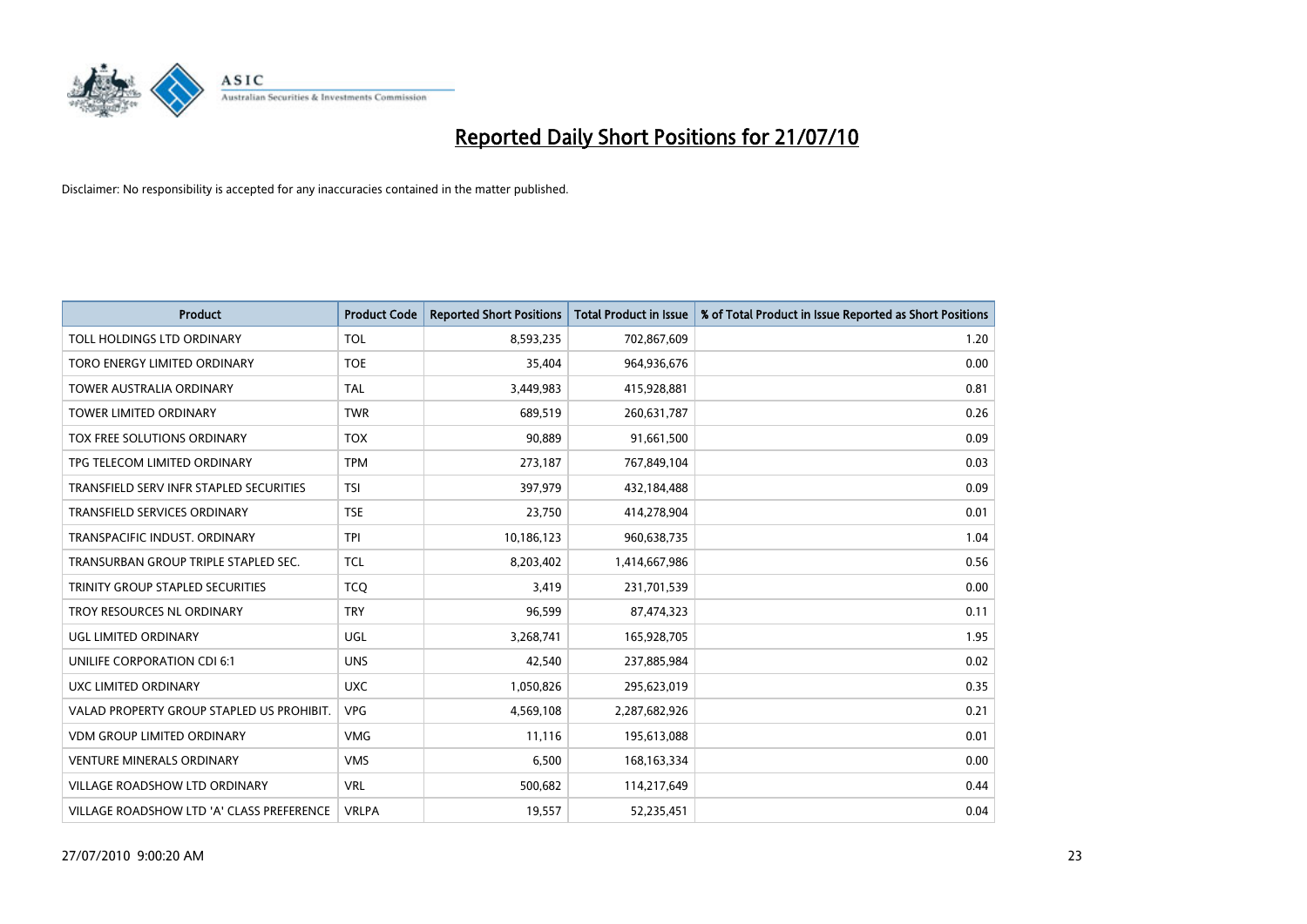# Reported Daily Short Positions for 21/07/10

Disclaimer: No responsibility is accepted for any inaccuracies contained in the matter published.

| Product | Product Code | Reported Short Positions | Total Product in Issue | % of Total Product in Issue Reported as Short Positions |
|---|---|---|---|---|
| TOLL HOLDINGS LTD ORDINARY | TOL | 8,593,235 | 702,867,609 | 1.20 |
| TORO ENERGY LIMITED ORDINARY | TOE | 35,404 | 964,936,676 | 0.00 |
| TOWER AUSTRALIA ORDINARY | TAL | 3,449,983 | 415,928,881 | 0.81 |
| TOWER LIMITED ORDINARY | TWR | 689,519 | 260,631,787 | 0.26 |
| TOX FREE SOLUTIONS ORDINARY | TOX | 90,889 | 91,661,500 | 0.09 |
| TPG TELECOM LIMITED ORDINARY | TPM | 273,187 | 767,849,104 | 0.03 |
| TRANSFIELD SERV INFR STAPLED SECURITIES | TSI | 397,979 | 432,184,488 | 0.09 |
| TRANSFIELD SERVICES ORDINARY | TSE | 23,750 | 414,278,904 | 0.01 |
| TRANSPACIFIC INDUST. ORDINARY | TPI | 10,186,123 | 960,638,735 | 1.04 |
| TRANSURBAN GROUP TRIPLE STAPLED SEC. | TCL | 8,203,402 | 1,414,667,986 | 0.56 |
| TRINITY GROUP STAPLED SECURITIES | TCQ | 3,419 | 231,701,539 | 0.00 |
| TROY RESOURCES NL ORDINARY | TRY | 96,599 | 87,474,323 | 0.11 |
| UGL LIMITED ORDINARY | UGL | 3,268,741 | 165,928,705 | 1.95 |
| UNILIFE CORPORATION CDI 6:1 | UNS | 42,540 | 237,885,984 | 0.02 |
| UXC LIMITED ORDINARY | UXC | 1,050,826 | 295,623,019 | 0.35 |
| VALAD PROPERTY GROUP STAPLED US PROHIBIT. | VPG | 4,569,108 | 2,287,682,926 | 0.21 |
| VDM GROUP LIMITED ORDINARY | VMG | 11,116 | 195,613,088 | 0.01 |
| VENTURE MINERALS ORDINARY | VMS | 6,500 | 168,163,334 | 0.00 |
| VILLAGE ROADSHOW LTD ORDINARY | VRL | 500,682 | 114,217,649 | 0.44 |
| VILLAGE ROADSHOW LTD 'A' CLASS PREFERENCE | VRLPA | 19,557 | 52,235,451 | 0.04 |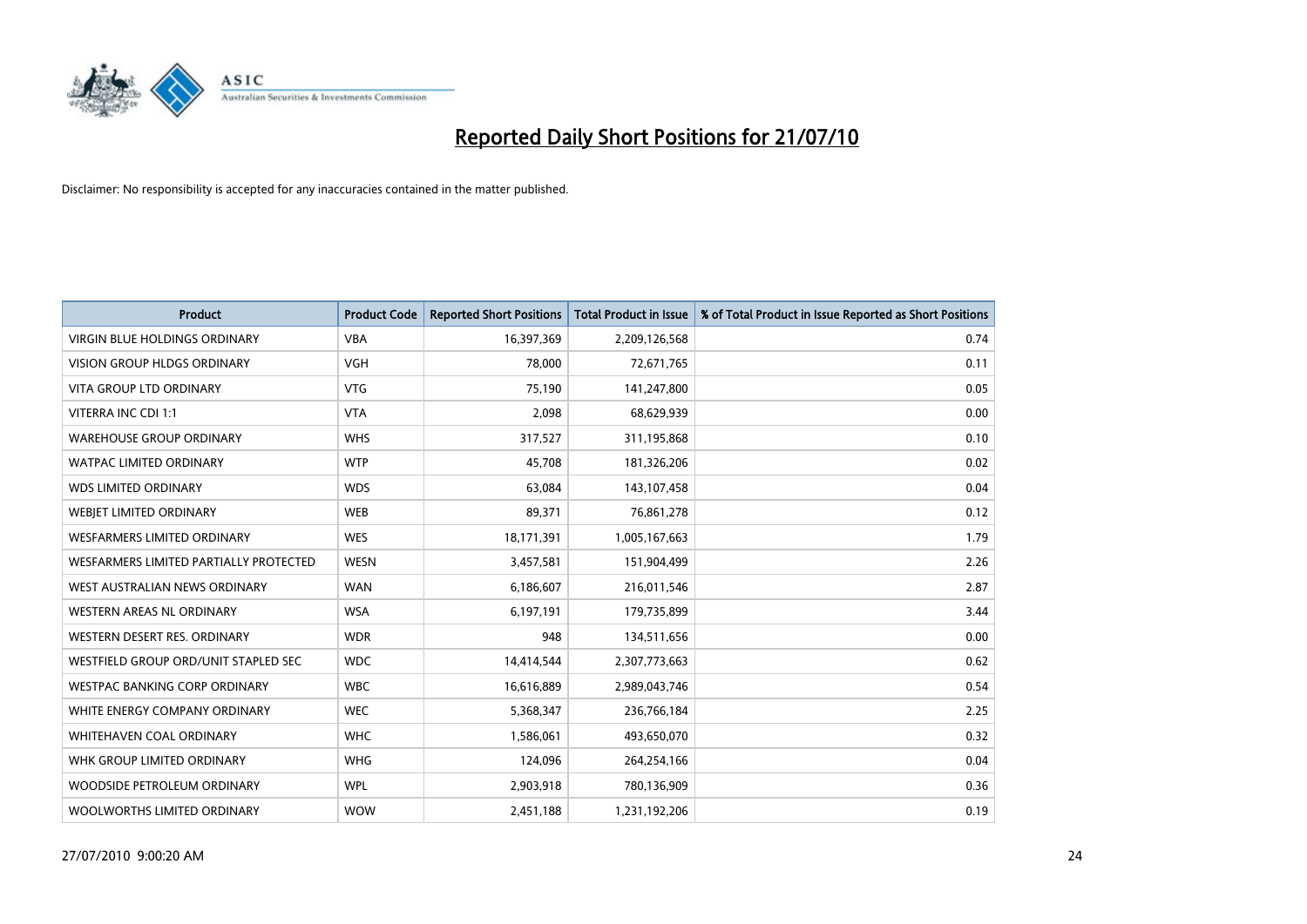# Reported Daily Short Positions for 21/07/10

Disclaimer: No responsibility is accepted for any inaccuracies contained in the matter published.

| Product | Product Code | Reported Short Positions | Total Product in Issue | % of Total Product in Issue Reported as Short Positions |
|---|---|---|---|---|
| VIRGIN BLUE HOLDINGS ORDINARY | VBA | 16,397,369 | 2,209,126,568 | 0.74 |
| VISION GROUP HLDGS ORDINARY | VGH | 78,000 | 72,671,765 | 0.11 |
| VITA GROUP LTD ORDINARY | VTG | 75,190 | 141,247,800 | 0.05 |
| VITERRA INC CDI 1:1 | VTA | 2,098 | 68,629,939 | 0.00 |
| WAREHOUSE GROUP ORDINARY | WHS | 317,527 | 311,195,868 | 0.10 |
| WATPAC LIMITED ORDINARY | WTP | 45,708 | 181,326,206 | 0.02 |
| WDS LIMITED ORDINARY | WDS | 63,084 | 143,107,458 | 0.04 |
| WEBJET LIMITED ORDINARY | WEB | 89,371 | 76,861,278 | 0.12 |
| WESFARMERS LIMITED ORDINARY | WES | 18,171,391 | 1,005,167,663 | 1.79 |
| WESFARMERS LIMITED PARTIALLY PROTECTED | WESN | 3,457,581 | 151,904,499 | 2.26 |
| WEST AUSTRALIAN NEWS ORDINARY | WAN | 6,186,607 | 216,011,546 | 2.87 |
| WESTERN AREAS NL ORDINARY | WSA | 6,197,191 | 179,735,899 | 3.44 |
| WESTERN DESERT RES. ORDINARY | WDR | 948 | 134,511,656 | 0.00 |
| WESTFIELD GROUP ORD/UNIT STAPLED SEC | WDC | 14,414,544 | 2,307,773,663 | 0.62 |
| WESTPAC BANKING CORP ORDINARY | WBC | 16,616,889 | 2,989,043,746 | 0.54 |
| WHITE ENERGY COMPANY ORDINARY | WEC | 5,368,347 | 236,766,184 | 2.25 |
| WHITEHAVEN COAL ORDINARY | WHC | 1,586,061 | 493,650,070 | 0.32 |
| WHK GROUP LIMITED ORDINARY | WHG | 124,096 | 264,254,166 | 0.04 |
| WOODSIDE PETROLEUM ORDINARY | WPL | 2,903,918 | 780,136,909 | 0.36 |
| WOOLWORTHS LIMITED ORDINARY | WOW | 2,451,188 | 1,231,192,206 | 0.19 |

27/07/2010 9:00:20 AM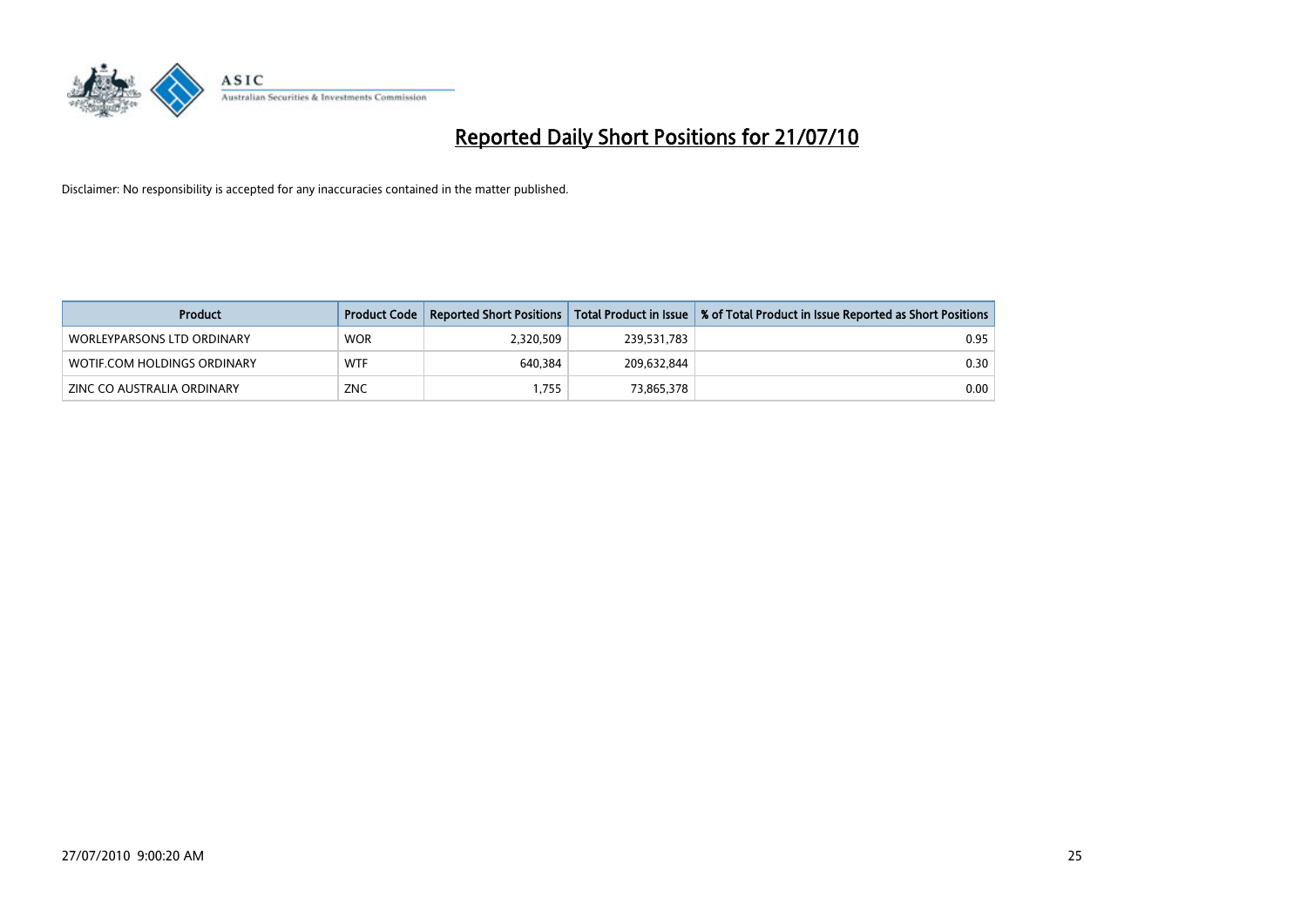# Reported Daily Short Positions for 21/07/10

Disclaimer: No responsibility is accepted for any inaccuracies contained in the matter published.

| Product | Product Code | Reported Short Positions | Total Product in Issue | % of Total Product in Issue Reported as Short Positions |
|---|---|---|---|---|
| WORLEYPARSONS LTD ORDINARY | WOR | 2,320,509 | 239,531,783 | 0.95 |
| WOTIF.COM HOLDINGS ORDINARY | WTF | 640,384 | 209,632,844 | 0.30 |
| ZINC CO AUSTRALIA ORDINARY | ZNC | 1,755 | 73,865,378 | 0.00 |

27/07/2010 9:00:20 AM